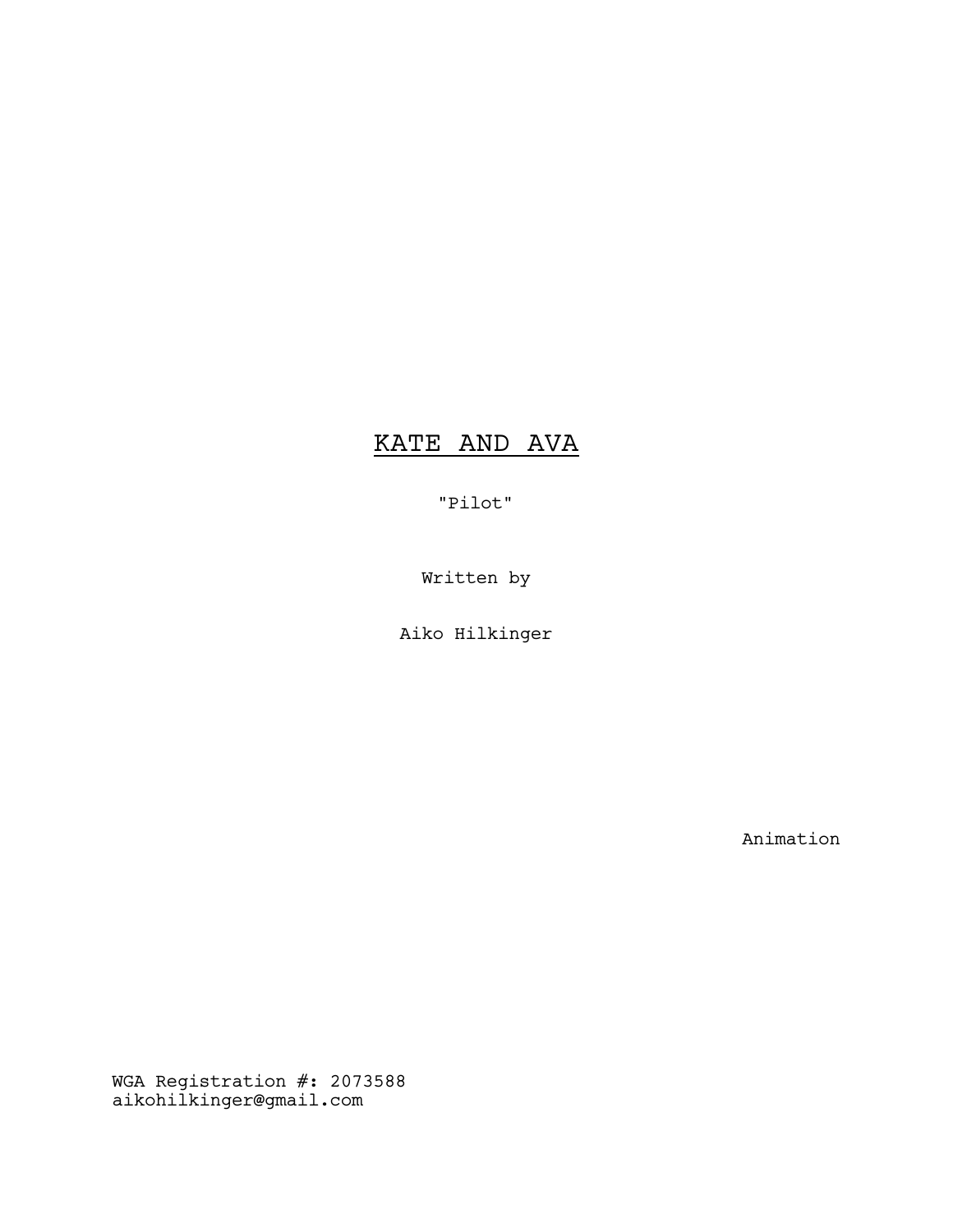# <u>KATE AND AVA</u>

"Pilot"

Written by

Aiko Hilkinger

Animation

WGA Registration #: 2073588
aikohilkinger@gmail.com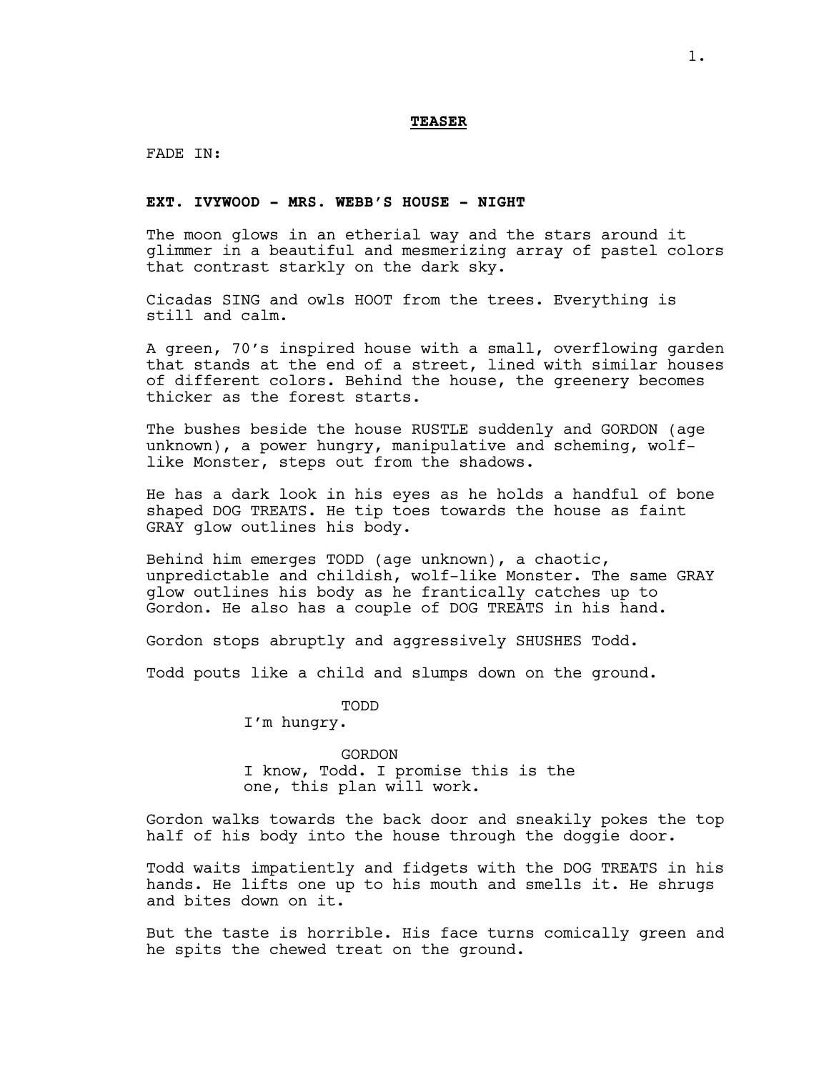**TEASER**

FADE IN:

**EXT. IVYWOOD - MRS. WEBB'S HOUSE - NIGHT**

The moon glows in an etherial way and the stars around it glimmer in a beautiful and mesmerizing array of pastel colors that contrast starkly on the dark sky.

Cicadas SING and owls HOOT from the trees. Everything is still and calm.

A green, 70's inspired house with a small, overflowing garden that stands at the end of a street, lined with similar houses of different colors. Behind the house, the greenery becomes thicker as the forest starts.

The bushes beside the house RUSTLE suddenly and GORDON (age unknown), a power hungry, manipulative and scheming, wolf-like Monster, steps out from the shadows.

He has a dark look in his eyes as he holds a handful of bone shaped DOG TREATS. He tip toes towards the house as faint GRAY glow outlines his body.

Behind him emerges TODD (age unknown), a chaotic, unpredictable and childish, wolf-like Monster. The same GRAY glow outlines his body as he frantically catches up to Gordon. He also has a couple of DOG TREATS in his hand.

Gordon stops abruptly and aggressively SHUSHES Todd.

Todd pouts like a child and slumps down on the ground.

TODD
I'm hungry.

GORDON
I know, Todd. I promise this is the one, this plan will work.

Gordon walks towards the back door and sneakily pokes the top half of his body into the house through the doggie door.

Todd waits impatiently and fidgets with the DOG TREATS in his hands. He lifts one up to his mouth and smells it. He shrugs and bites down on it.

But the taste is horrible. His face turns comically green and he spits the chewed treat on the ground.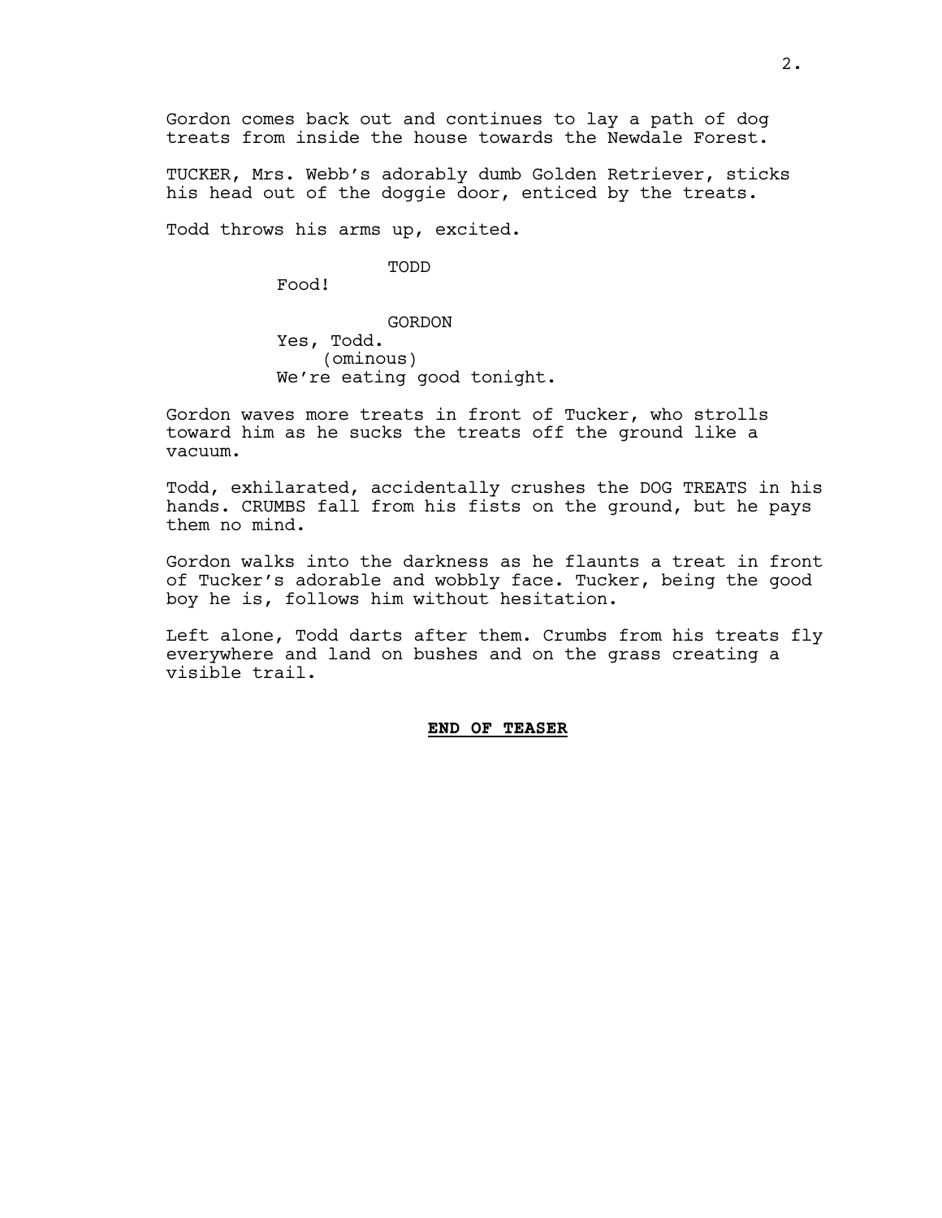Gordon comes back out and continues to lay a path of dog treats from inside the house towards the Newdale Forest.

TUCKER, Mrs. Webb's adorably dumb Golden Retriever, sticks his head out of the doggie door, enticed by the treats.

Todd throws his arms up, excited.

TODD

Food!

GORDON

Yes, Todd.

(ominous)

We're eating good tonight.

Gordon waves more treats in front of Tucker, who strolls toward him as he sucks the treats off the ground like a vacuum.

Todd, exhilarated, accidentally crushes the DOG TREATS in his hands. CRUMBS fall from his fists on the ground, but he pays them no mind.

Gordon walks into the darkness as he flaunts a treat in front of Tucker's adorable and wobbly face. Tucker, being the good boy he is, follows him without hesitation.

Left alone, Todd darts after them. Crumbs from his treats fly everywhere and land on bushes and on the grass creating a visible trail.

**END OF TEASER**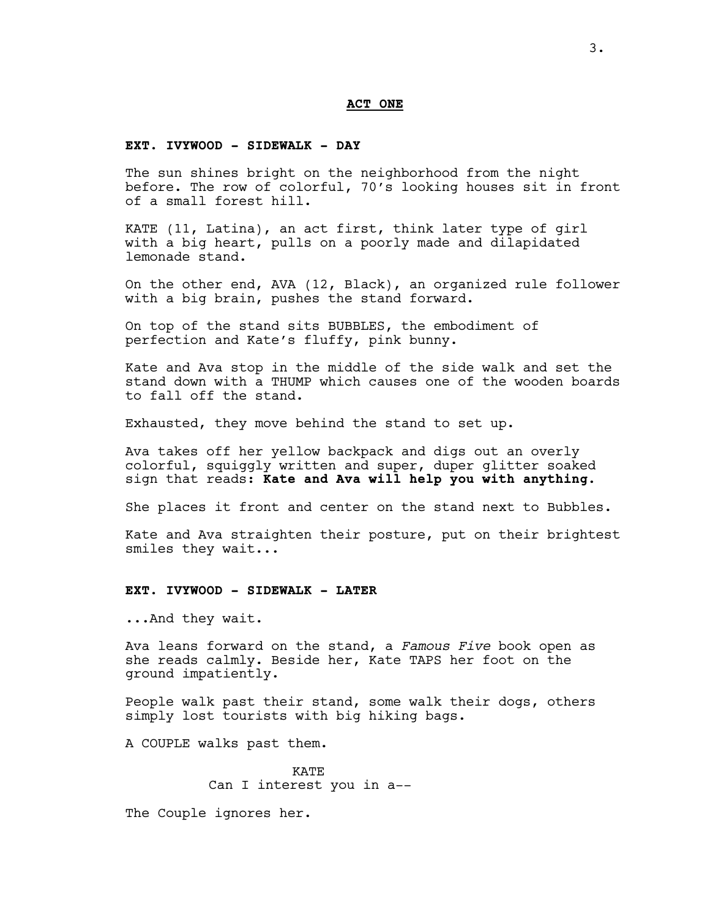**ACT ONE**

**EXT. IVYWOOD - SIDEWALK - DAY**

The sun shines bright on the neighborhood from the night before. The row of colorful, 70's looking houses sit in front of a small forest hill.

KATE (11, Latina), an act first, think later type of girl with a big heart, pulls on a poorly made and dilapidated lemonade stand.

On the other end, AVA (12, Black), an organized rule follower with a big brain, pushes the stand forward.

On top of the stand sits BUBBLES, the embodiment of perfection and Kate's fluffy, pink bunny.

Kate and Ava stop in the middle of the side walk and set the stand down with a THUMP which causes one of the wooden boards to fall off the stand.

Exhausted, they move behind the stand to set up.

Ava takes off her yellow backpack and digs out an overly colorful, squiggly written and super, duper glitter soaked sign that reads: **Kate and Ava will help you with anything.**

She places it front and center on the stand next to Bubbles.

Kate and Ava straighten their posture, put on their brightest smiles they wait...

**EXT. IVYWOOD - SIDEWALK - LATER**

...And they wait.

Ava leans forward on the stand, a *Famous Five* book open as she reads calmly. Beside her, Kate TAPS her foot on the ground impatiently.

People walk past their stand, some walk their dogs, others simply lost tourists with big hiking bags.

A COUPLE walks past them.

KATE
Can I interest you in a--

The Couple ignores her.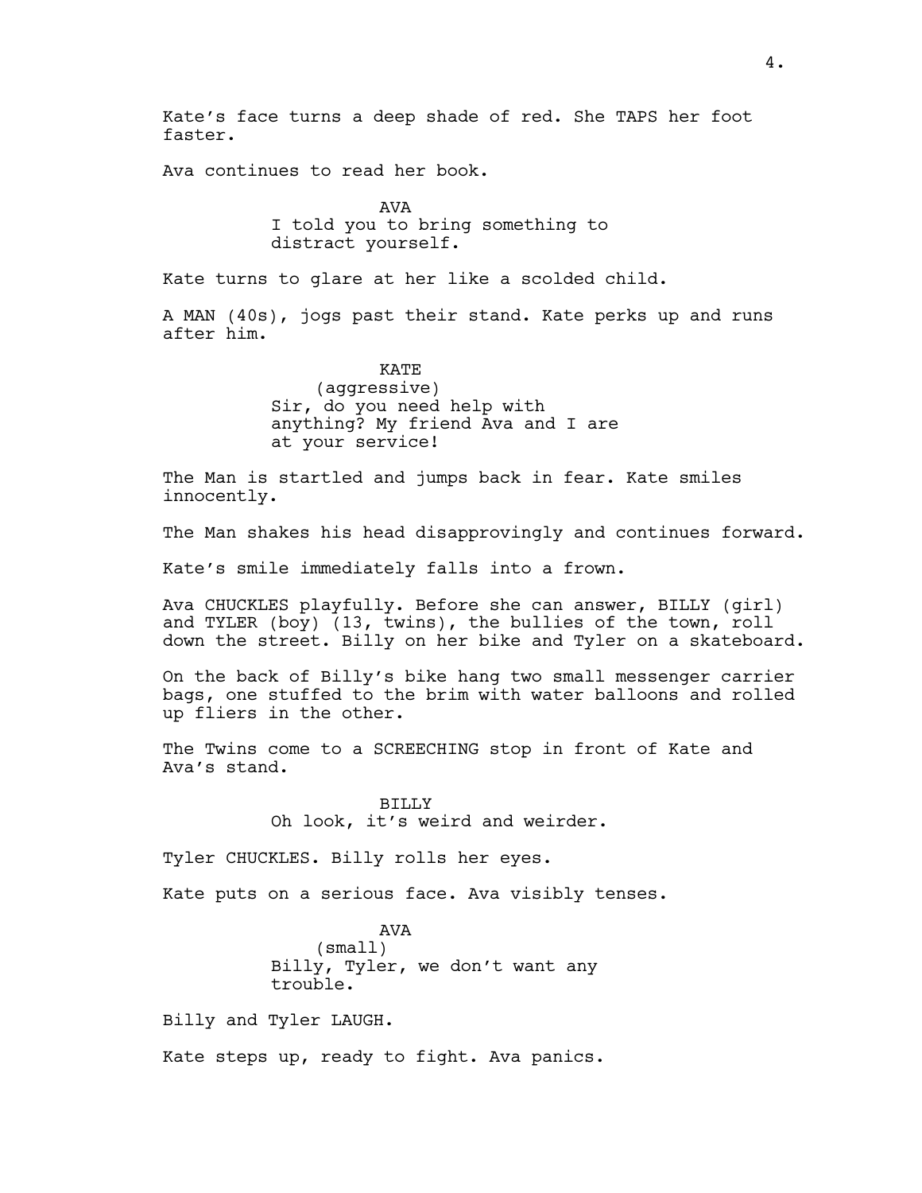Kate's face turns a deep shade of red. She TAPS her foot faster.

Ava continues to read her book.

AVA

I told you to bring something to distract yourself.

Kate turns to glare at her like a scolded child.

A MAN (40s), jogs past their stand. Kate perks up and runs after him.

KATE

(aggressive)

Sir, do you need help with anything? My friend Ava and I are at your service!

The Man is startled and jumps back in fear. Kate smiles innocently.

The Man shakes his head disapprovingly and continues forward.

Kate's smile immediately falls into a frown.

Ava CHUCKLES playfully. Before she can answer, BILLY (girl) and TYLER (boy) (13, twins), the bullies of the town, roll down the street. Billy on her bike and Tyler on a skateboard.

On the back of Billy's bike hang two small messenger carrier bags, one stuffed to the brim with water balloons and rolled up fliers in the other.

The Twins come to a SCREECHING stop in front of Kate and Ava's stand.

BILLY

Oh look, it's weird and weirder.

Tyler CHUCKLES. Billy rolls her eyes.

Kate puts on a serious face. Ava visibly tenses.

AVA

(small)

Billy, Tyler, we don't want any trouble.

Billy and Tyler LAUGH.

Kate steps up, ready to fight. Ava panics.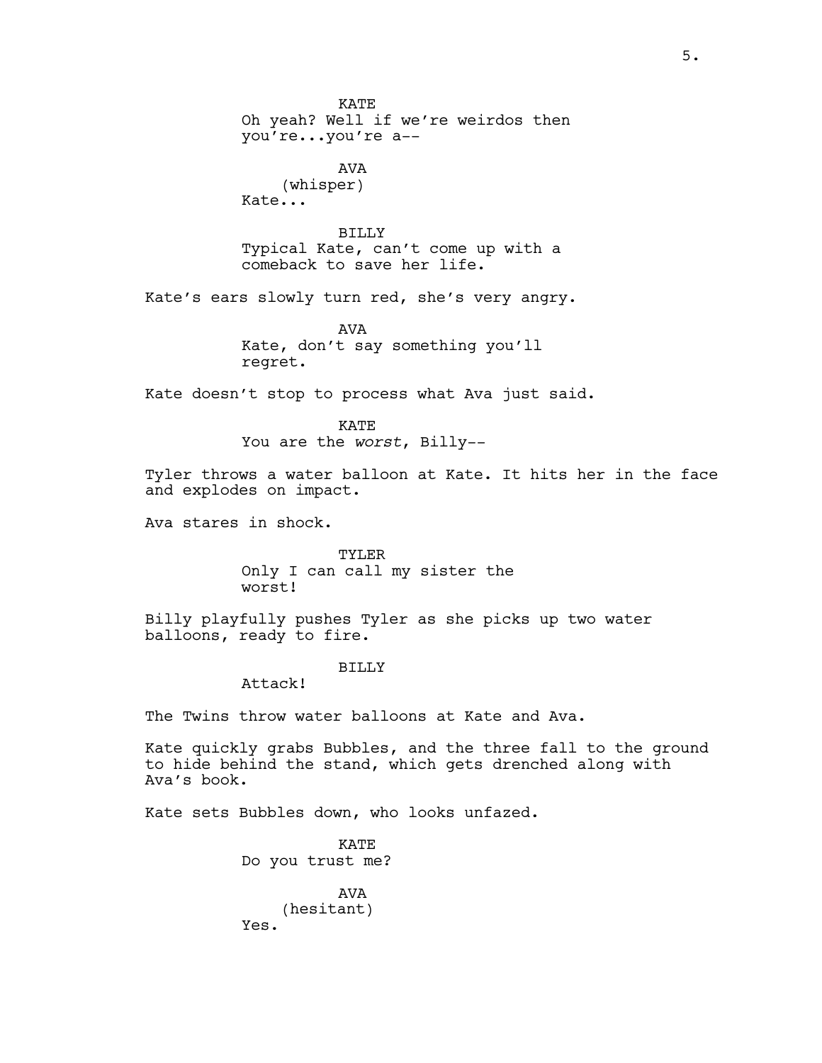KATE
Oh yeah? Well if we're weirdos then you're...you're a--

AVA
(whisper)
Kate...

BILLY
Typical Kate, can't come up with a comeback to save her life.

Kate's ears slowly turn red, she's very angry.

AVA
Kate, don't say something you'll regret.

Kate doesn't stop to process what Ava just said.

KATE
You are the *worst*, Billy--

Tyler throws a water balloon at Kate. It hits her in the face and explodes on impact.

Ava stares in shock.

TYLER
Only I can call my sister the worst!

Billy playfully pushes Tyler as she picks up two water balloons, ready to fire.

BILLY
Attack!

The Twins throw water balloons at Kate and Ava.

Kate quickly grabs Bubbles, and the three fall to the ground to hide behind the stand, which gets drenched along with Ava's book.

Kate sets Bubbles down, who looks unfazed.

KATE
Do you trust me?

AVA
(hesitant)
Yes.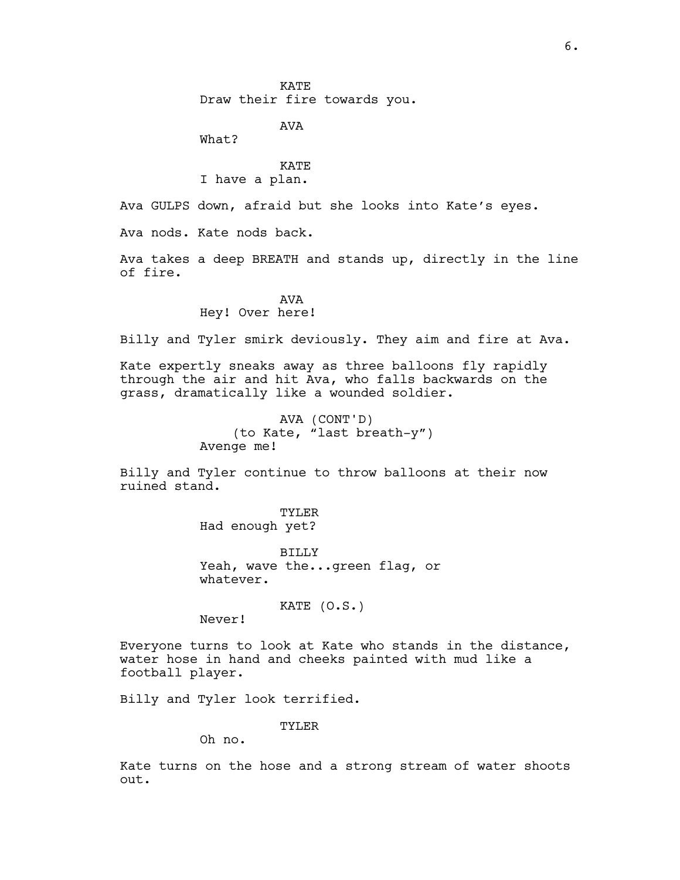KATE
Draw their fire towards you.

AVA
What?

KATE
I have a plan.

Ava GULPS down, afraid but she looks into Kate's eyes.

Ava nods. Kate nods back.

Ava takes a deep BREATH and stands up, directly in the line of fire.

AVA
Hey! Over here!

Billy and Tyler smirk deviously. They aim and fire at Ava.

Kate expertly sneaks away as three balloons fly rapidly through the air and hit Ava, who falls backwards on the grass, dramatically like a wounded soldier.

AVA (CONT'D)
(to Kate, "last breath-y")
Avenge me!

Billy and Tyler continue to throw balloons at their now ruined stand.

TYLER
Had enough yet?

BILLY
Yeah, wave the...green flag, or whatever.

KATE (O.S.)
Never!

Everyone turns to look at Kate who stands in the distance, water hose in hand and cheeks painted with mud like a football player.

Billy and Tyler look terrified.

TYLER
Oh no.

Kate turns on the hose and a strong stream of water shoots out.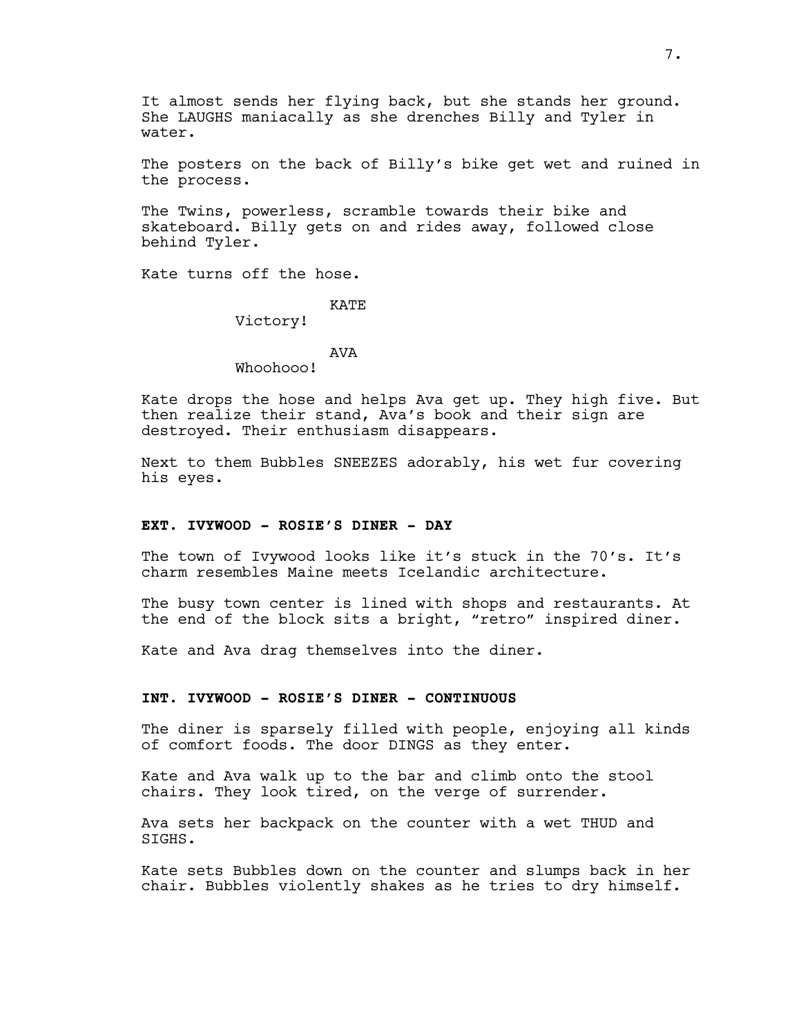It almost sends her flying back, but she stands her ground. She LAUGHS maniacally as she drenches Billy and Tyler in water.

The posters on the back of Billy's bike get wet and ruined in the process.

The Twins, powerless, scramble towards their bike and skateboard. Billy gets on and rides away, followed close behind Tyler.

Kate turns off the hose.

KATE
Victory!

AVA
Whoohooo!

Kate drops the hose and helps Ava get up. They high five. But then realize their stand, Ava's book and their sign are destroyed. Their enthusiasm disappears.

Next to them Bubbles SNEEZES adorably, his wet fur covering his eyes.

**EXT. IVYWOOD - ROSIE'S DINER - DAY**

The town of Ivywood looks like it's stuck in the 70's. It's charm resembles Maine meets Icelandic architecture.

The busy town center is lined with shops and restaurants. At the end of the block sits a bright, "retro" inspired diner.

Kate and Ava drag themselves into the diner.

**INT. IVYWOOD - ROSIE'S DINER - CONTINUOUS**

The diner is sparsely filled with people, enjoying all kinds of comfort foods. The door DINGS as they enter.

Kate and Ava walk up to the bar and climb onto the stool chairs. They look tired, on the verge of surrender.

Ava sets her backpack on the counter with a wet THUD and SIGHS.

Kate sets Bubbles down on the counter and slumps back in her chair. Bubbles violently shakes as he tries to dry himself.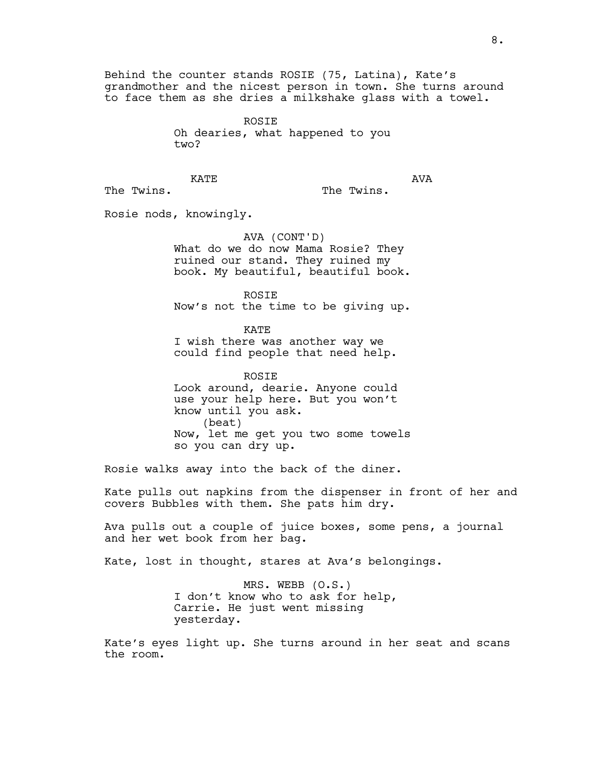Behind the counter stands ROSIE (75, Latina), Kate's grandmother and the nicest person in town. She turns around to face them as she dries a milkshake glass with a towel.

ROSIE
Oh dearies, what happened to you two?

KATE
The Twins.

AVA
The Twins.

Rosie nods, knowingly.

AVA (CONT'D)
What do we do now Mama Rosie? They ruined our stand. They ruined my book. My beautiful, beautiful book.

ROSIE
Now's not the time to be giving up.

KATE
I wish there was another way we could find people that need help.

ROSIE
Look around, dearie. Anyone could use your help here. But you won't know until you ask.
(beat)
Now, let me get you two some towels so you can dry up.

Rosie walks away into the back of the diner.

Kate pulls out napkins from the dispenser in front of her and covers Bubbles with them. She pats him dry.

Ava pulls out a couple of juice boxes, some pens, a journal and her wet book from her bag.

Kate, lost in thought, stares at Ava's belongings.

MRS. WEBB (O.S.)
I don't know who to ask for help, Carrie. He just went missing yesterday.

Kate's eyes light up. She turns around in her seat and scans the room.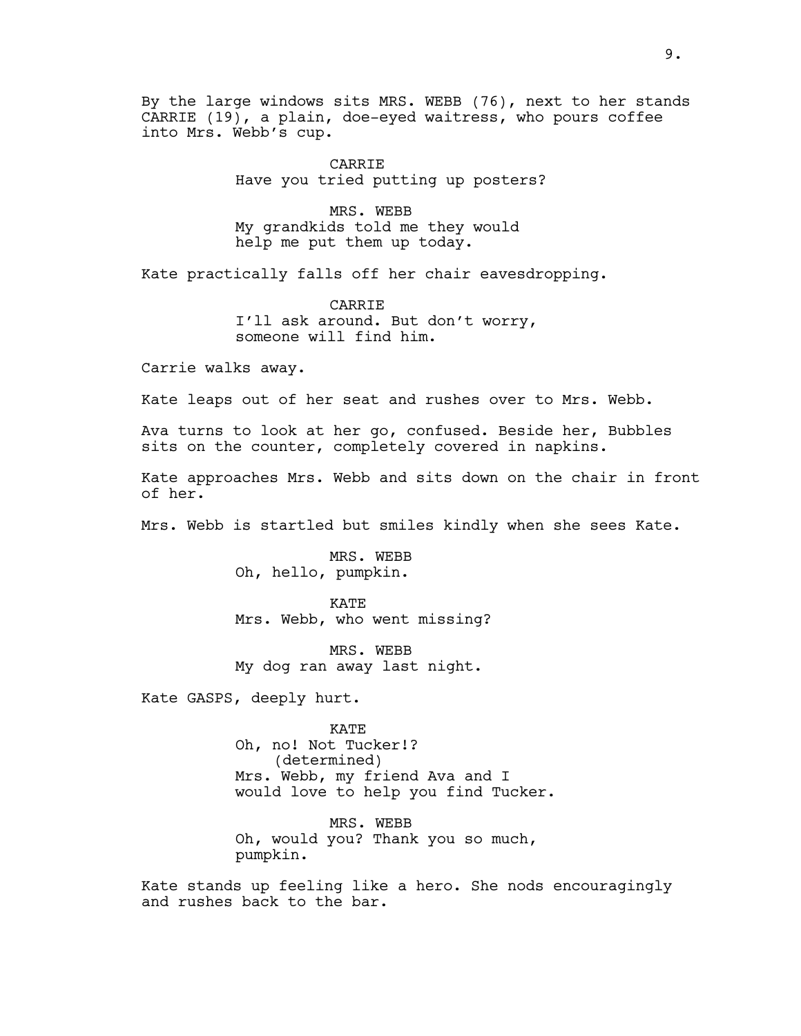By the large windows sits MRS. WEBB (76), next to her stands CARRIE (19), a plain, doe-eyed waitress, who pours coffee into Mrs. Webb's cup.

CARRIE
Have you tried putting up posters?

MRS. WEBB
My grandkids told me they would help me put them up today.

Kate practically falls off her chair eavesdropping.

CARRIE
I'll ask around. But don't worry, someone will find him.

Carrie walks away.

Kate leaps out of her seat and rushes over to Mrs. Webb.

Ava turns to look at her go, confused. Beside her, Bubbles sits on the counter, completely covered in napkins.

Kate approaches Mrs. Webb and sits down on the chair in front of her.

Mrs. Webb is startled but smiles kindly when she sees Kate.

MRS. WEBB
Oh, hello, pumpkin.

KATE
Mrs. Webb, who went missing?

MRS. WEBB
My dog ran away last night.

Kate GASPS, deeply hurt.

KATE
Oh, no! Not Tucker!?
(determined)
Mrs. Webb, my friend Ava and I would love to help you find Tucker.

MRS. WEBB
Oh, would you? Thank you so much, pumpkin.

Kate stands up feeling like a hero. She nods encouragingly and rushes back to the bar.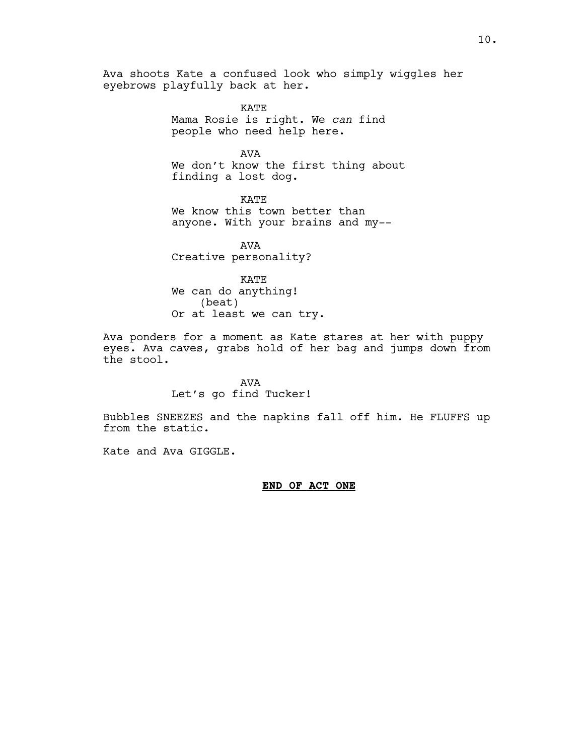Ava shoots Kate a confused look who simply wiggles her eyebrows playfully back at her.

KATE
Mama Rosie is right. We *can* find people who need help here.

AVA
We don't know the first thing about finding a lost dog.

KATE
We know this town better than anyone. With your brains and my--

AVA
Creative personality?

KATE
We can do anything!
(beat)
Or at least we can try.

Ava ponders for a moment as Kate stares at her with puppy eyes. Ava caves, grabs hold of her bag and jumps down from the stool.

AVA
Let's go find Tucker!

Bubbles SNEEZES and the napkins fall off him. He FLUFFS up from the static.

Kate and Ava GIGGLE.

**END OF ACT ONE**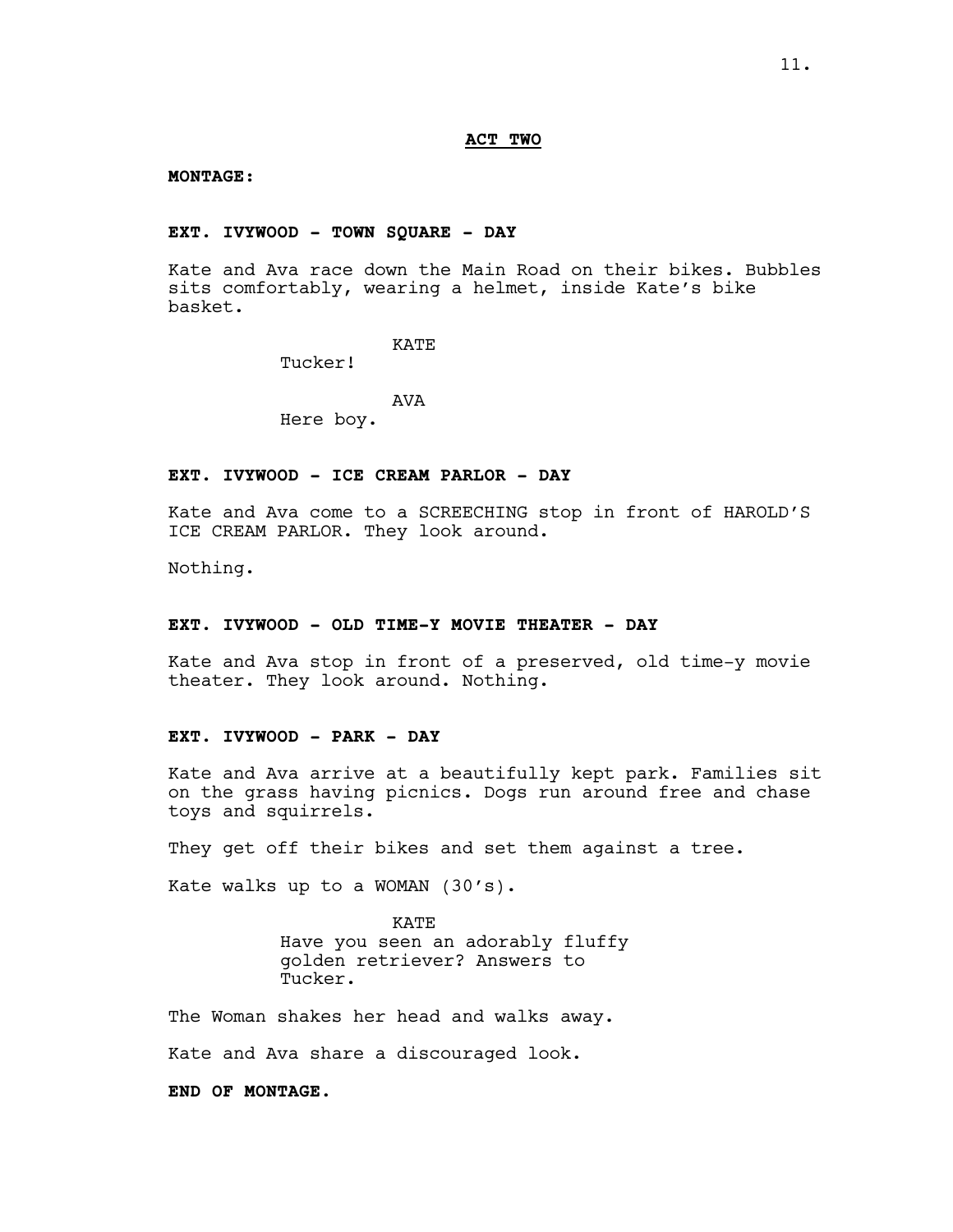**ACT TWO**

**MONTAGE:**

**EXT. IVYWOOD - TOWN SQUARE - DAY**

Kate and Ava race down the Main Road on their bikes. Bubbles sits comfortably, wearing a helmet, inside Kate's bike basket.

KATE
Tucker!

AVA
Here boy.

**EXT. IVYWOOD - ICE CREAM PARLOR - DAY**

Kate and Ava come to a SCREECHING stop in front of HAROLD'S ICE CREAM PARLOR. They look around.

Nothing.

**EXT. IVYWOOD - OLD TIME-Y MOVIE THEATER - DAY**

Kate and Ava stop in front of a preserved, old time-y movie theater. They look around. Nothing.

**EXT. IVYWOOD - PARK - DAY**

Kate and Ava arrive at a beautifully kept park. Families sit on the grass having picnics. Dogs run around free and chase toys and squirrels.

They get off their bikes and set them against a tree.

Kate walks up to a WOMAN (30's).

KATE
Have you seen an adorably fluffy golden retriever? Answers to Tucker.

The Woman shakes her head and walks away.

Kate and Ava share a discouraged look.

**END OF MONTAGE.**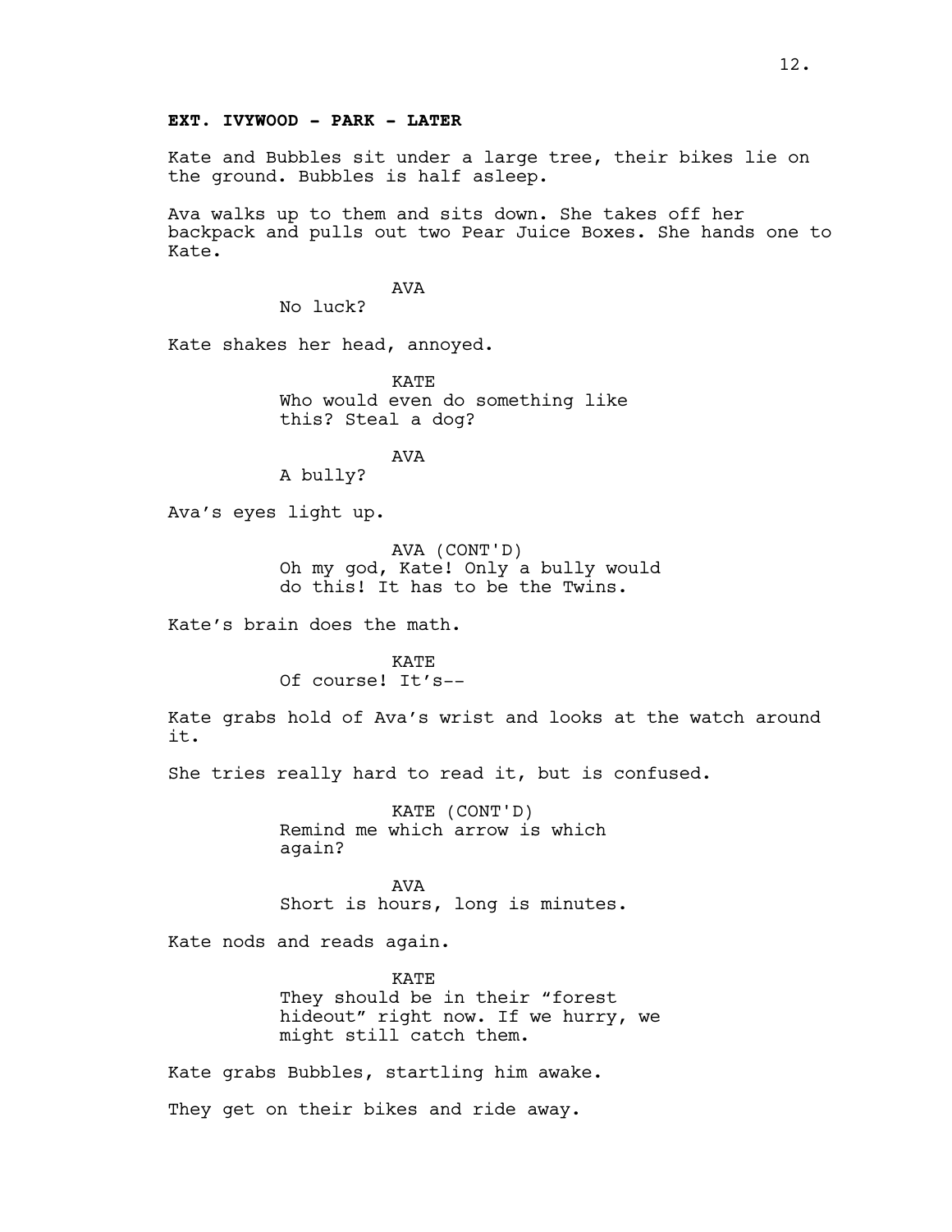**EXT. IVYWOOD - PARK - LATER**

Kate and Bubbles sit under a large tree, their bikes lie on the ground. Bubbles is half asleep.

Ava walks up to them and sits down. She takes off her backpack and pulls out two Pear Juice Boxes. She hands one to Kate.

AVA
No luck?

Kate shakes her head, annoyed.

KATE
Who would even do something like this? Steal a dog?

AVA
A bully?

Ava's eyes light up.

AVA (CONT'D)
Oh my god, Kate! Only a bully would do this! It has to be the Twins.

Kate's brain does the math.

KATE
Of course! It's--

Kate grabs hold of Ava's wrist and looks at the watch around it.

She tries really hard to read it, but is confused.

KATE (CONT'D)
Remind me which arrow is which again?

AVA
Short is hours, long is minutes.

Kate nods and reads again.

KATE
They should be in their "forest hideout" right now. If we hurry, we might still catch them.

Kate grabs Bubbles, startling him awake.

They get on their bikes and ride away.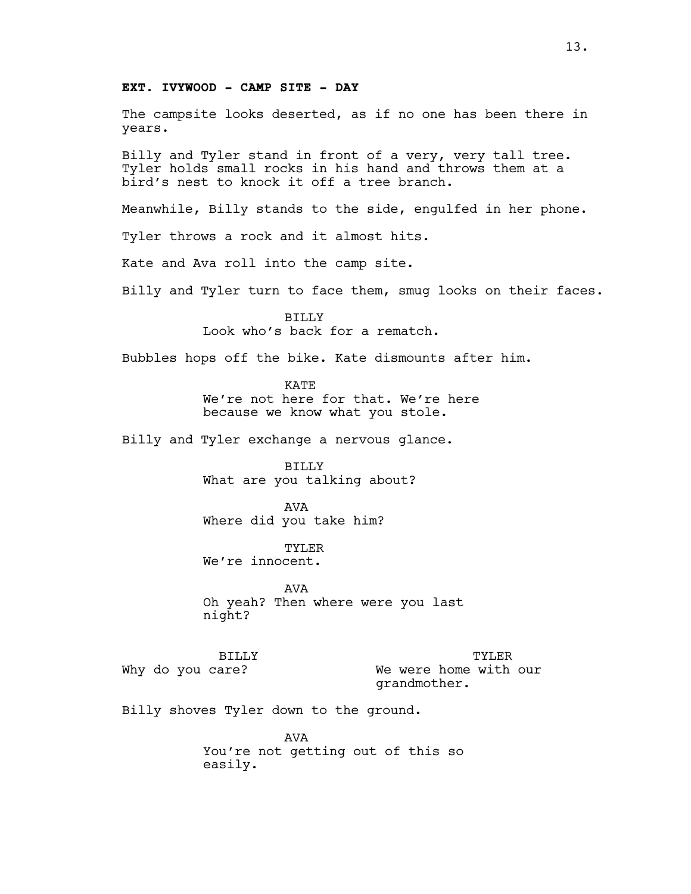**EXT. IVYWOOD - CAMP SITE - DAY**

The campsite looks deserted, as if no one has been there in years.

Billy and Tyler stand in front of a very, very tall tree. Tyler holds small rocks in his hand and throws them at a bird's nest to knock it off a tree branch.

Meanwhile, Billy stands to the side, engulfed in her phone.

Tyler throws a rock and it almost hits.

Kate and Ava roll into the camp site.

Billy and Tyler turn to face them, smug looks on their faces.

BILLY
Look who's back for a rematch.

Bubbles hops off the bike. Kate dismounts after him.

KATE
We're not here for that. We're here because we know what you stole.

Billy and Tyler exchange a nervous glance.

BILLY
What are you talking about?

AVA
Where did you take him?

TYLER
We're innocent.

AVA
Oh yeah? Then where were you last night?

BILLY
Why do you care?

TYLER
We were home with our grandmother.

Billy shoves Tyler down to the ground.

AVA
You're not getting out of this so easily.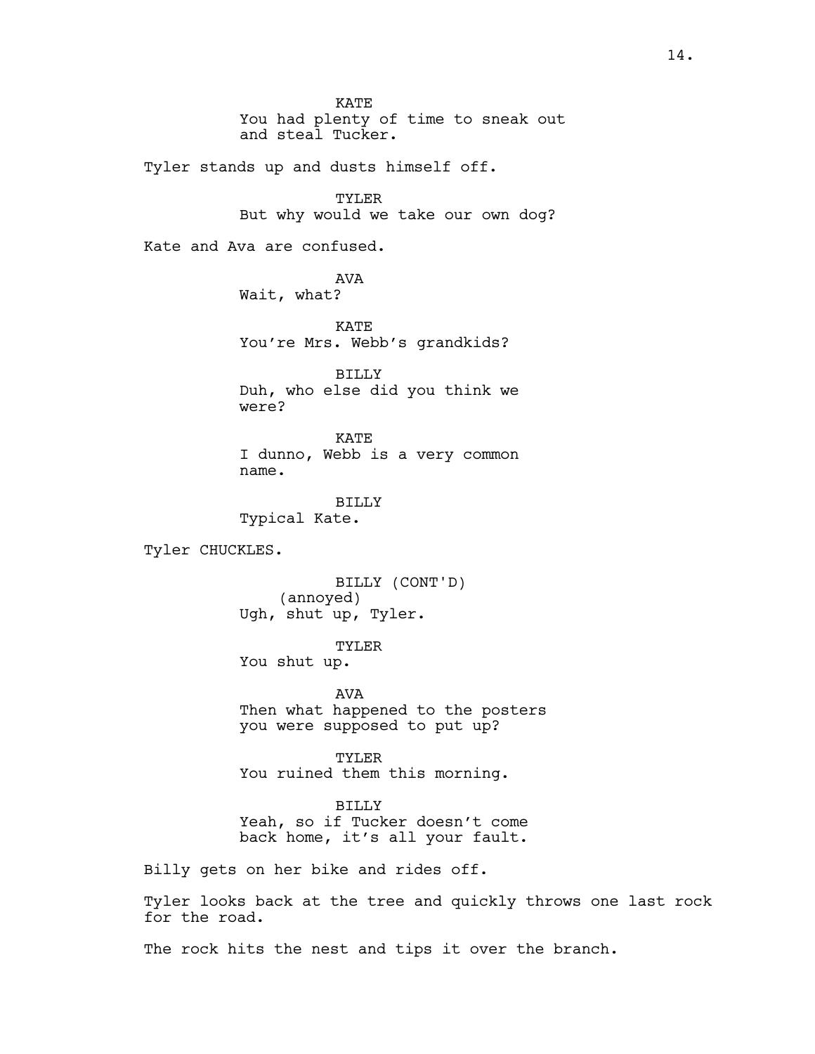KATE
You had plenty of time to sneak out and steal Tucker.

Tyler stands up and dusts himself off.

TYLER
But why would we take our own dog?

Kate and Ava are confused.

AVA
Wait, what?

KATE
You're Mrs. Webb's grandkids?

BILLY
Duh, who else did you think we were?

KATE
I dunno, Webb is a very common name.

BILLY
Typical Kate.

Tyler CHUCKLES.

BILLY (CONT'D)
(annoyed)
Ugh, shut up, Tyler.

TYLER
You shut up.

AVA
Then what happened to the posters you were supposed to put up?

TYLER
You ruined them this morning.

BILLY
Yeah, so if Tucker doesn't come back home, it's all your fault.

Billy gets on her bike and rides off.

Tyler looks back at the tree and quickly throws one last rock for the road.

The rock hits the nest and tips it over the branch.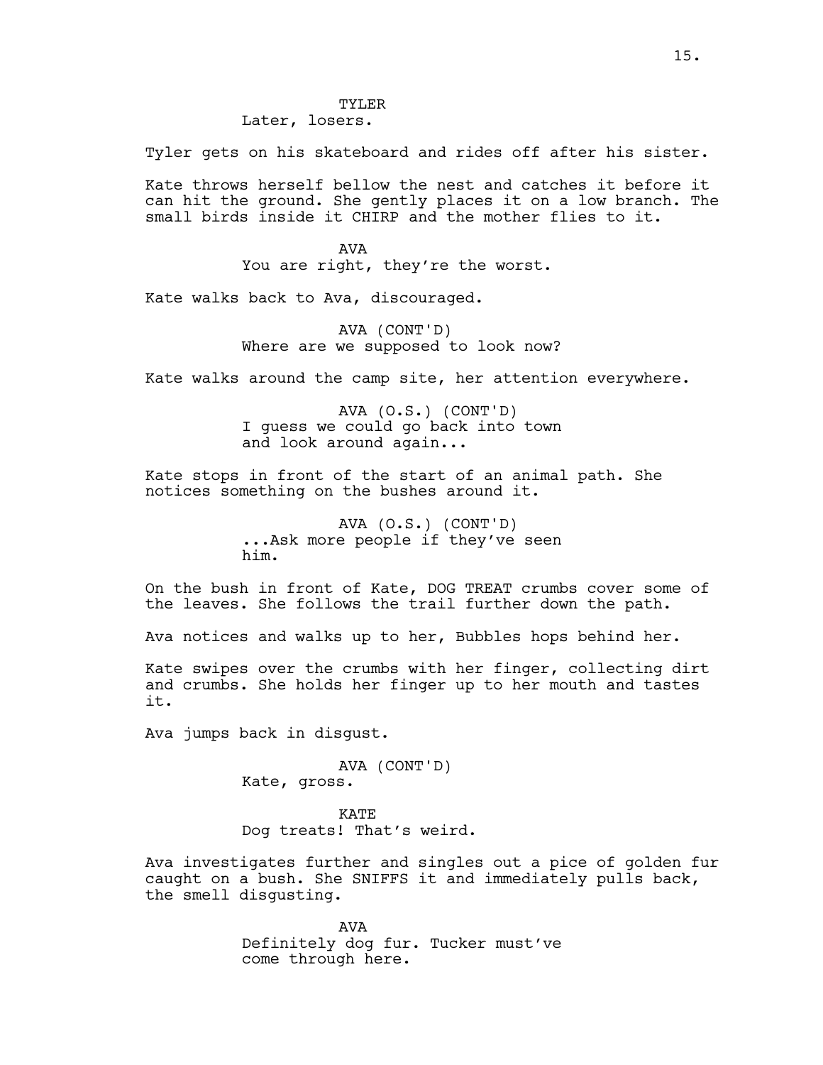TYLER
Later, losers.

Tyler gets on his skateboard and rides off after his sister.

Kate throws herself bellow the nest and catches it before it can hit the ground. She gently places it on a low branch. The small birds inside it CHIRP and the mother flies to it.

AVA
You are right, they're the worst.

Kate walks back to Ava, discouraged.

AVA (CONT'D)
Where are we supposed to look now?

Kate walks around the camp site, her attention everywhere.

AVA (O.S.) (CONT'D)
I guess we could go back into town and look around again...

Kate stops in front of the start of an animal path. She notices something on the bushes around it.

AVA (O.S.) (CONT'D)
...Ask more people if they've seen him.

On the bush in front of Kate, DOG TREAT crumbs cover some of the leaves. She follows the trail further down the path.

Ava notices and walks up to her, Bubbles hops behind her.

Kate swipes over the crumbs with her finger, collecting dirt and crumbs. She holds her finger up to her mouth and tastes it.

Ava jumps back in disgust.

AVA (CONT'D)
Kate, gross.

KATE
Dog treats! That's weird.

Ava investigates further and singles out a pice of golden fur caught on a bush. She SNIFFS it and immediately pulls back, the smell disgusting.

AVA
Definitely dog fur. Tucker must've come through here.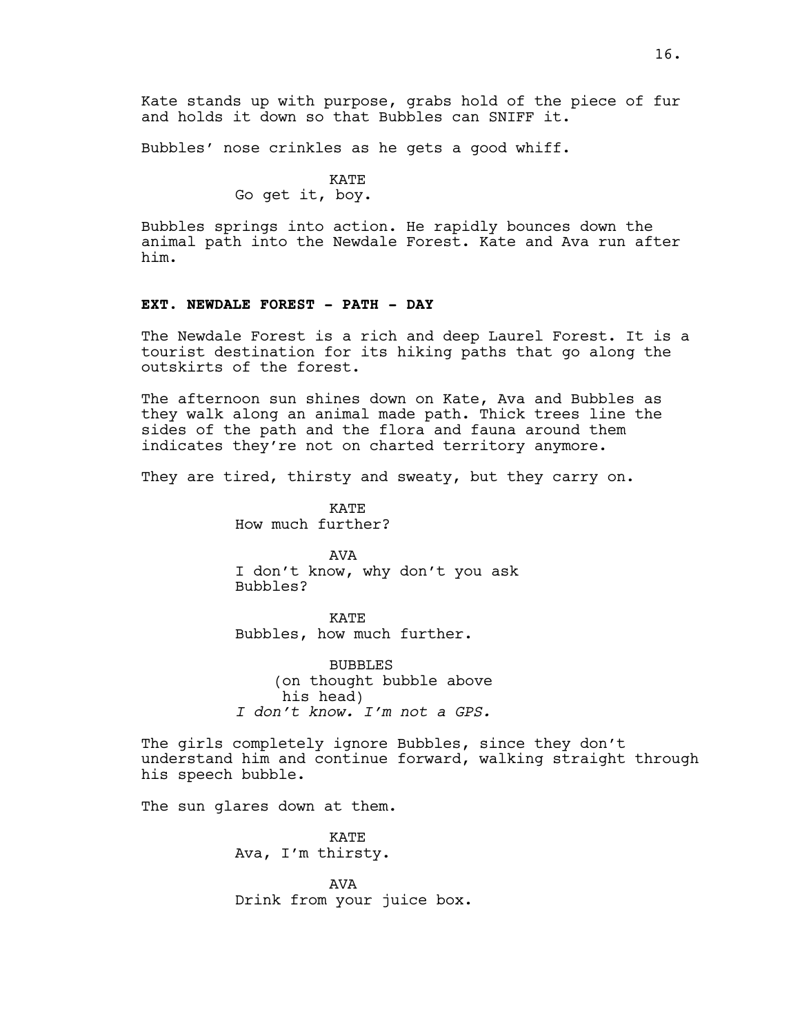Kate stands up with purpose, grabs hold of the piece of fur and holds it down so that Bubbles can SNIFF it.

Bubbles' nose crinkles as he gets a good whiff.

KATE
Go get it, boy.

Bubbles springs into action. He rapidly bounces down the animal path into the Newdale Forest. Kate and Ava run after him.

**EXT. NEWDALE FOREST - PATH - DAY**

The Newdale Forest is a rich and deep Laurel Forest. It is a tourist destination for its hiking paths that go along the outskirts of the forest.

The afternoon sun shines down on Kate, Ava and Bubbles as they walk along an animal made path. Thick trees line the sides of the path and the flora and fauna around them indicates they're not on charted territory anymore.

They are tired, thirsty and sweaty, but they carry on.

KATE
How much further?

AVA
I don't know, why don't you ask Bubbles?

KATE
Bubbles, how much further.

BUBBLES
(on thought bubble above his head)
*I don't know. I'm not a GPS.*

The girls completely ignore Bubbles, since they don't understand him and continue forward, walking straight through his speech bubble.

The sun glares down at them.

KATE
Ava, I'm thirsty.

AVA
Drink from your juice box.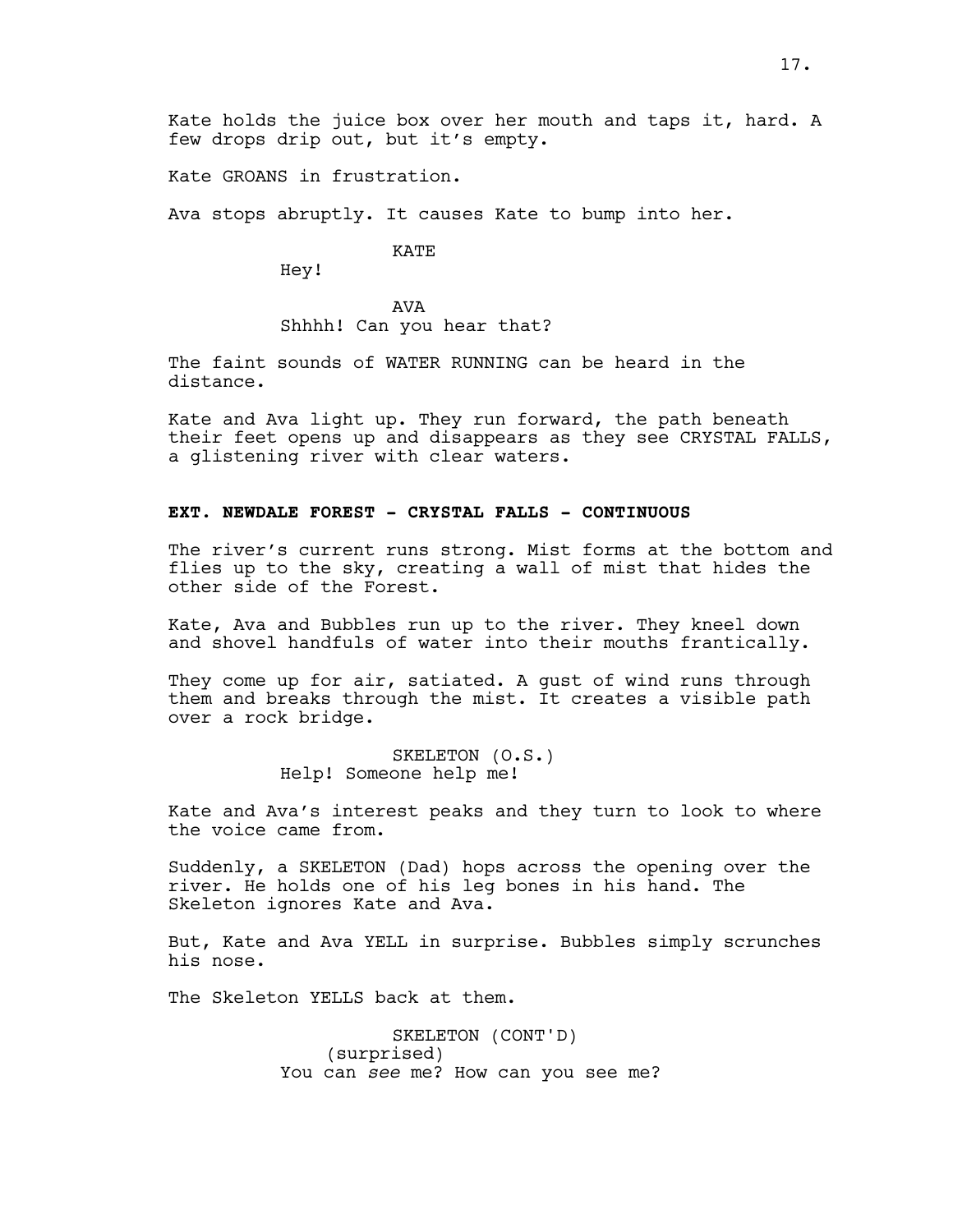Kate holds the juice box over her mouth and taps it, hard. A few drops drip out, but it's empty.

Kate GROANS in frustration.

Ava stops abruptly. It causes Kate to bump into her.

KATE
Hey!

AVA
Shhhh! Can you hear that?

The faint sounds of WATER RUNNING can be heard in the distance.

Kate and Ava light up. They run forward, the path beneath their feet opens up and disappears as they see CRYSTAL FALLS, a glistening river with clear waters.

**EXT. NEWDALE FOREST - CRYSTAL FALLS - CONTINUOUS**

The river's current runs strong. Mist forms at the bottom and flies up to the sky, creating a wall of mist that hides the other side of the Forest.

Kate, Ava and Bubbles run up to the river. They kneel down and shovel handfuls of water into their mouths frantically.

They come up for air, satiated. A gust of wind runs through them and breaks through the mist. It creates a visible path over a rock bridge.

SKELETON (O.S.)
Help! Someone help me!

Kate and Ava's interest peaks and they turn to look to where the voice came from.

Suddenly, a SKELETON (Dad) hops across the opening over the river. He holds one of his leg bones in his hand. The Skeleton ignores Kate and Ava.

But, Kate and Ava YELL in surprise. Bubbles simply scrunches his nose.

The Skeleton YELLS back at them.

SKELETON (CONT'D)
(surprised)
You can *see* me? How can you see me?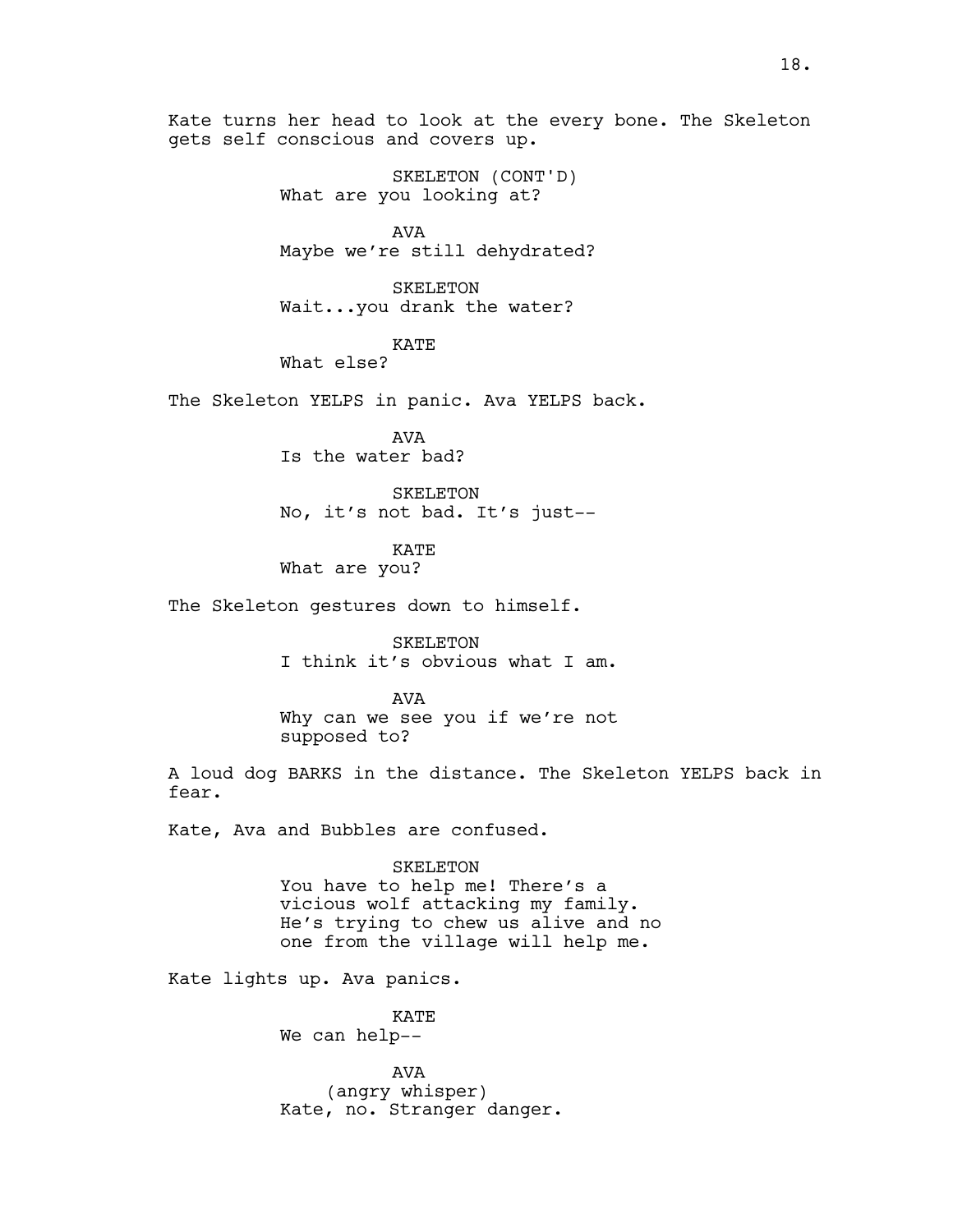Kate turns her head to look at the every bone. The Skeleton gets self conscious and covers up.

SKELETON (CONT'D)
What are you looking at?

AVA
Maybe we're still dehydrated?

SKELETON
Wait...you drank the water?

KATE
What else?

The Skeleton YELPS in panic. Ava YELPS back.

AVA
Is the water bad?

SKELETON
No, it's not bad. It's just--

KATE
What are you?

The Skeleton gestures down to himself.

SKELETON
I think it's obvious what I am.

AVA
Why can we see you if we're not supposed to?

A loud dog BARKS in the distance. The Skeleton YELPS back in fear.

Kate, Ava and Bubbles are confused.

SKELETON
You have to help me! There's a vicious wolf attacking my family. He's trying to chew us alive and no one from the village will help me.

Kate lights up. Ava panics.

KATE
We can help--

AVA
(angry whisper)
Kate, no. Stranger danger.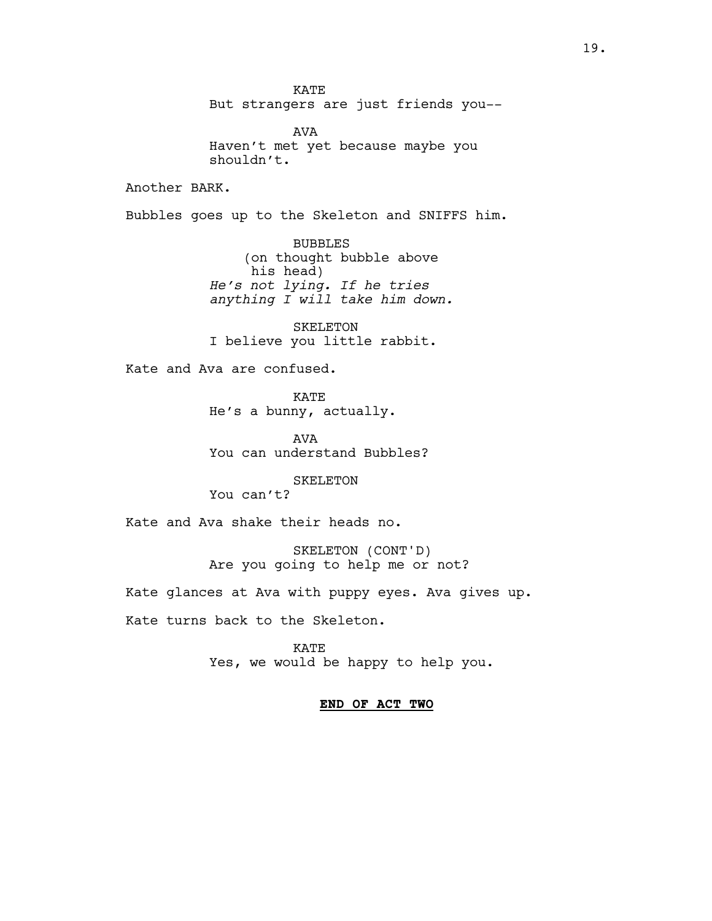KATE
But strangers are just friends you--

AVA
Haven't met yet because maybe you shouldn't.

Another BARK.

Bubbles goes up to the Skeleton and SNIFFS him.

BUBBLES
(on thought bubble above his head)
*He's not lying. If he tries anything I will take him down.*

SKELETON
I believe you little rabbit.

Kate and Ava are confused.

KATE
He's a bunny, actually.

AVA
You can understand Bubbles?

SKELETON
You can't?

Kate and Ava shake their heads no.

SKELETON (CONT'D)
Are you going to help me or not?

Kate glances at Ava with puppy eyes. Ava gives up.

Kate turns back to the Skeleton.

KATE
Yes, we would be happy to help you.

**END OF ACT TWO**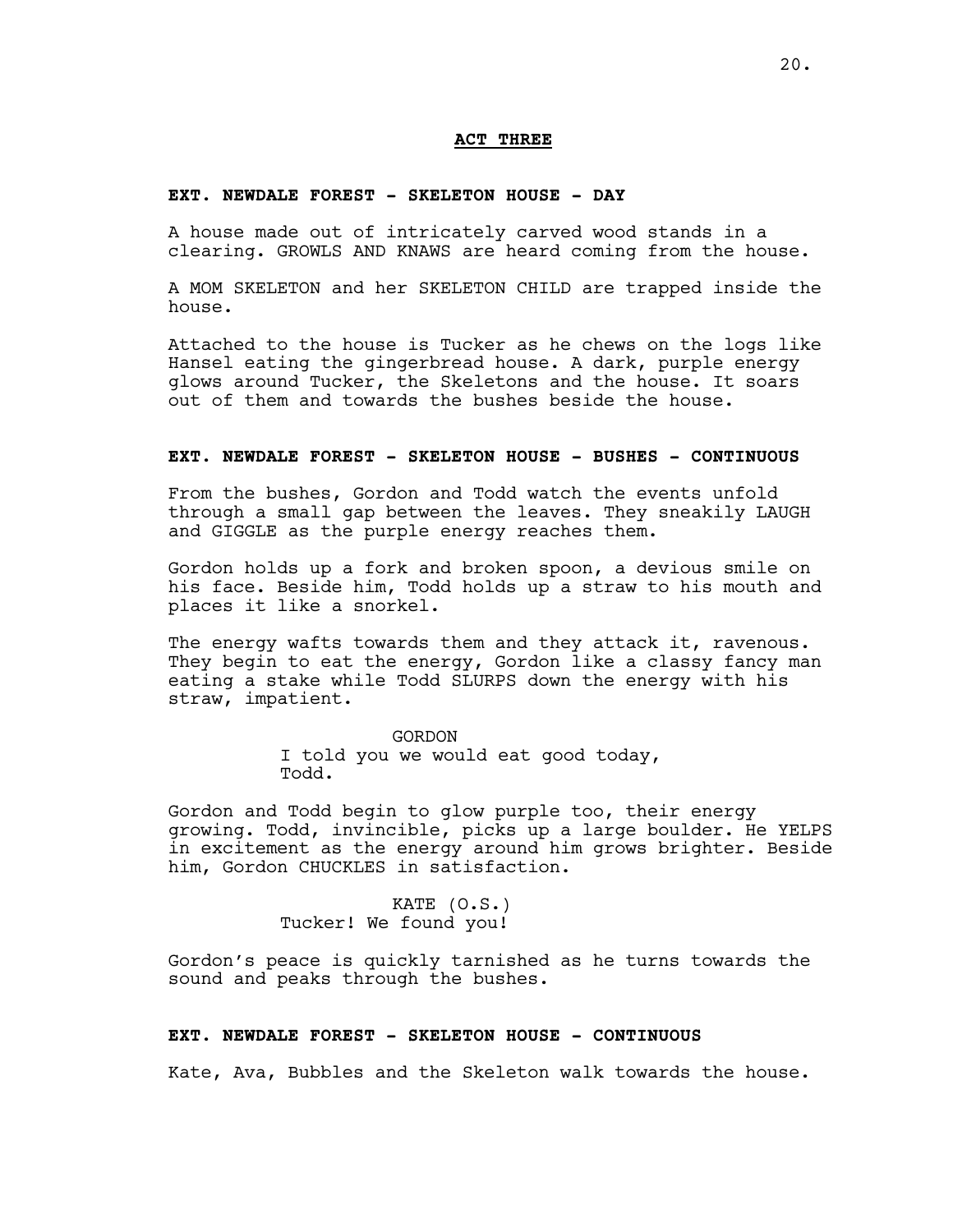**ACT THREE**

**EXT. NEWDALE FOREST - SKELETON HOUSE - DAY**

A house made out of intricately carved wood stands in a clearing. GROWLS AND KNAWS are heard coming from the house.

A MOM SKELETON and her SKELETON CHILD are trapped inside the house.

Attached to the house is Tucker as he chews on the logs like Hansel eating the gingerbread house. A dark, purple energy glows around Tucker, the Skeletons and the house. It soars out of them and towards the bushes beside the house.

**EXT. NEWDALE FOREST - SKELETON HOUSE - BUSHES - CONTINUOUS**

From the bushes, Gordon and Todd watch the events unfold through a small gap between the leaves. They sneakily LAUGH and GIGGLE as the purple energy reaches them.

Gordon holds up a fork and broken spoon, a devious smile on his face. Beside him, Todd holds up a straw to his mouth and places it like a snorkel.

The energy wafts towards them and they attack it, ravenous. They begin to eat the energy, Gordon like a classy fancy man eating a stake while Todd SLURPS down the energy with his straw, impatient.

GORDON
I told you we would eat good today, Todd.

Gordon and Todd begin to glow purple too, their energy growing. Todd, invincible, picks up a large boulder. He YELPS in excitement as the energy around him grows brighter. Beside him, Gordon CHUCKLES in satisfaction.

KATE (O.S.)
Tucker! We found you!

Gordon's peace is quickly tarnished as he turns towards the sound and peaks through the bushes.

**EXT. NEWDALE FOREST - SKELETON HOUSE - CONTINUOUS**

Kate, Ava, Bubbles and the Skeleton walk towards the house.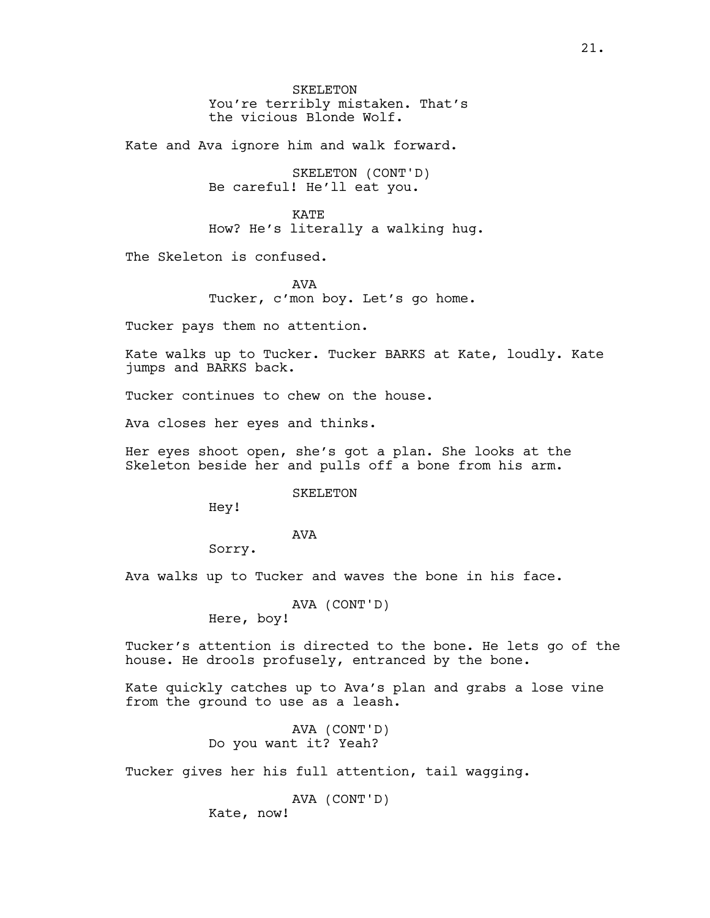SKELETON
You're terribly mistaken. That's the vicious Blonde Wolf.

Kate and Ava ignore him and walk forward.

SKELETON (CONT'D)
Be careful! He'll eat you.

KATE
How? He's literally a walking hug.

The Skeleton is confused.

AVA
Tucker, c'mon boy. Let's go home.

Tucker pays them no attention.

Kate walks up to Tucker. Tucker BARKS at Kate, loudly. Kate jumps and BARKS back.

Tucker continues to chew on the house.

Ava closes her eyes and thinks.

Her eyes shoot open, she's got a plan. She looks at the Skeleton beside her and pulls off a bone from his arm.

SKELETON
Hey!

AVA
Sorry.

Ava walks up to Tucker and waves the bone in his face.

AVA (CONT'D)
Here, boy!

Tucker's attention is directed to the bone. He lets go of the house. He drools profusely, entranced by the bone.

Kate quickly catches up to Ava's plan and grabs a lose vine from the ground to use as a leash.

AVA (CONT'D)
Do you want it? Yeah?

Tucker gives her his full attention, tail wagging.

AVA (CONT'D)
Kate, now!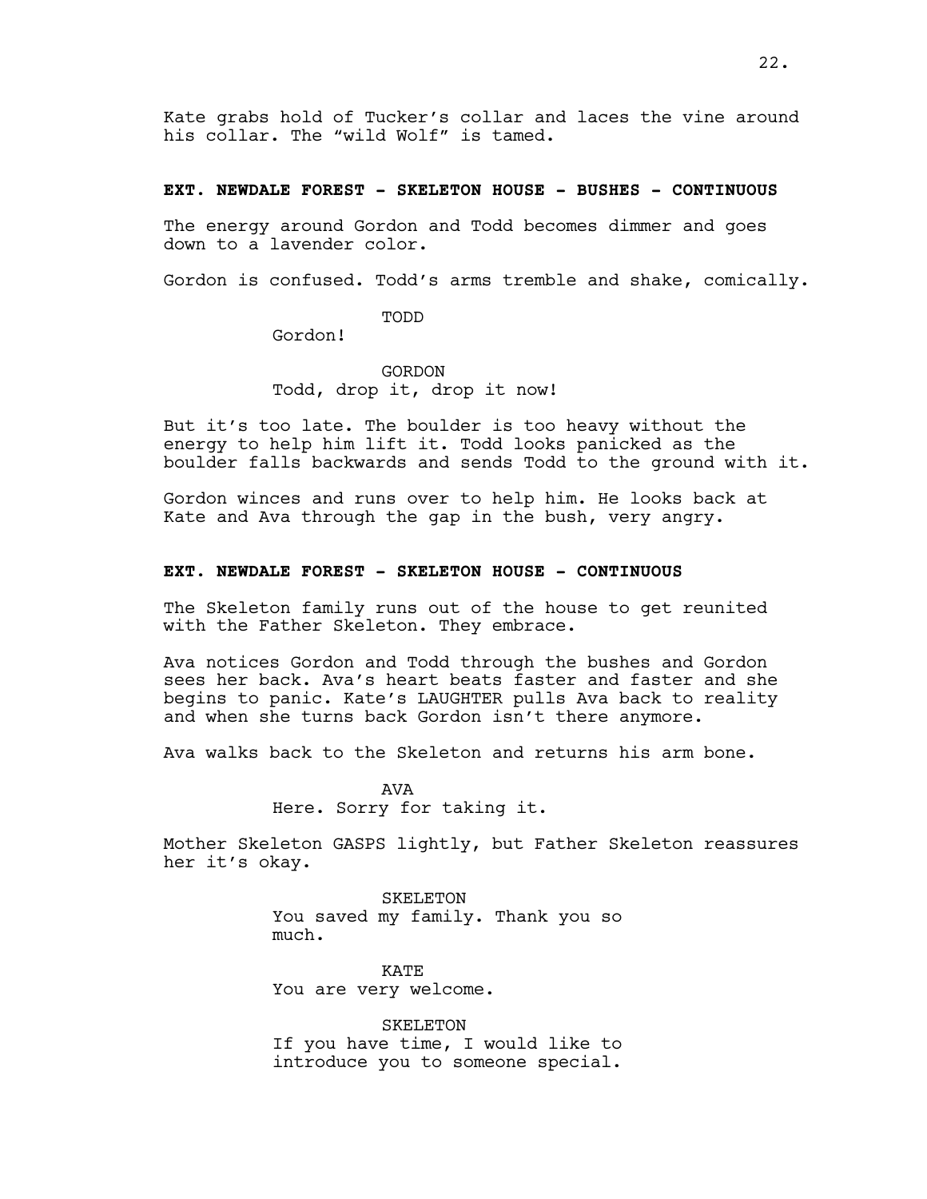Kate grabs hold of Tucker's collar and laces the vine around his collar. The "wild Wolf" is tamed.

**EXT. NEWDALE FOREST - SKELETON HOUSE - BUSHES - CONTINUOUS**

The energy around Gordon and Todd becomes dimmer and goes down to a lavender color.

Gordon is confused. Todd's arms tremble and shake, comically.

TODD
Gordon!

GORDON
Todd, drop it, drop it now!

But it's too late. The boulder is too heavy without the energy to help him lift it. Todd looks panicked as the boulder falls backwards and sends Todd to the ground with it.

Gordon winces and runs over to help him. He looks back at Kate and Ava through the gap in the bush, very angry.

**EXT. NEWDALE FOREST - SKELETON HOUSE - CONTINUOUS**

The Skeleton family runs out of the house to get reunited with the Father Skeleton. They embrace.

Ava notices Gordon and Todd through the bushes and Gordon sees her back. Ava's heart beats faster and faster and she begins to panic. Kate's LAUGHTER pulls Ava back to reality and when she turns back Gordon isn't there anymore.

Ava walks back to the Skeleton and returns his arm bone.

AVA
Here. Sorry for taking it.

Mother Skeleton GASPS lightly, but Father Skeleton reassures her it's okay.

SKELETON
You saved my family. Thank you so much.

KATE
You are very welcome.

SKELETON
If you have time, I would like to introduce you to someone special.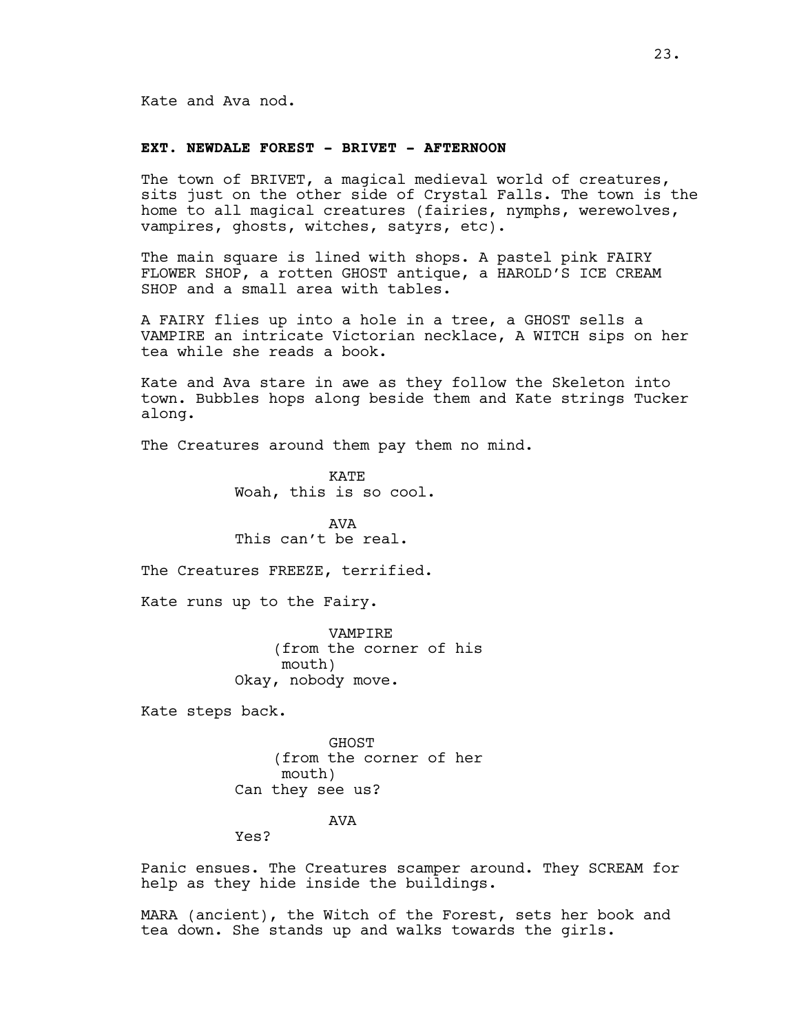Kate and Ava nod.

**EXT. NEWDALE FOREST - BRIVET - AFTERNOON**

The town of BRIVET, a magical medieval world of creatures, sits just on the other side of Crystal Falls. The town is the home to all magical creatures (fairies, nymphs, werewolves, vampires, ghosts, witches, satyrs, etc).

The main square is lined with shops. A pastel pink FAIRY FLOWER SHOP, a rotten GHOST antique, a HAROLD'S ICE CREAM SHOP and a small area with tables.

A FAIRY flies up into a hole in a tree, a GHOST sells a VAMPIRE an intricate Victorian necklace, A WITCH sips on her tea while she reads a book.

Kate and Ava stare in awe as they follow the Skeleton into town. Bubbles hops along beside them and Kate strings Tucker along.

The Creatures around them pay them no mind.

KATE
Woah, this is so cool.

AVA
This can't be real.

The Creatures FREEZE, terrified.

Kate runs up to the Fairy.

VAMPIRE
(from the corner of his mouth)
Okay, nobody move.

Kate steps back.

GHOST
(from the corner of her mouth)
Can they see us?

AVA
Yes?

Panic ensues. The Creatures scamper around. They SCREAM for help as they hide inside the buildings.

MARA (ancient), the Witch of the Forest, sets her book and tea down. She stands up and walks towards the girls.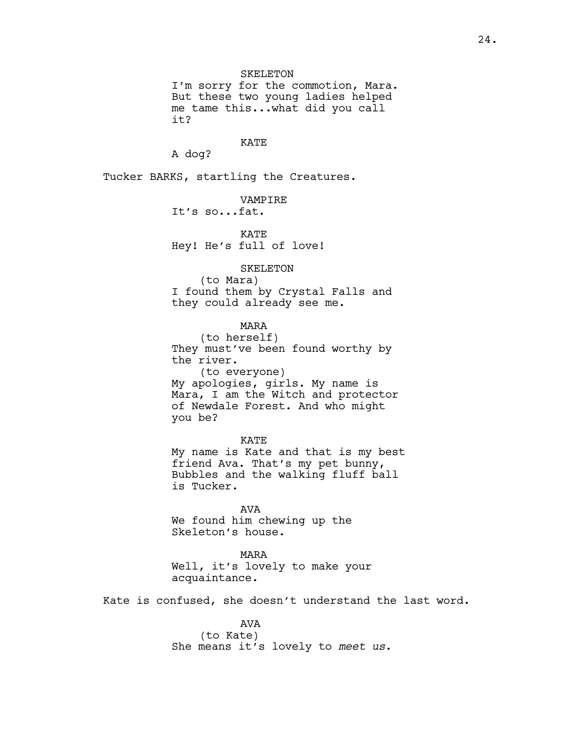SKELETON
I'm sorry for the commotion, Mara. But these two young ladies helped me tame this...what did you call it?

KATE
A dog?

Tucker BARKS, startling the Creatures.

VAMPIRE
It's so...fat.

KATE
Hey! He's full of love!

SKELETON
(to Mara)
I found them by Crystal Falls and they could already see me.

MARA
(to herself)
They must've been found worthy by the river.
(to everyone)
My apologies, girls. My name is Mara, I am the Witch and protector of Newdale Forest. And who might you be?

KATE
My name is Kate and that is my best friend Ava. That's my pet bunny, Bubbles and the walking fluff ball is Tucker.

AVA
We found him chewing up the Skeleton's house.

MARA
Well, it's lovely to make your acquaintance.

Kate is confused, she doesn't understand the last word.

AVA
(to Kate)
She means it's lovely to *meet us*.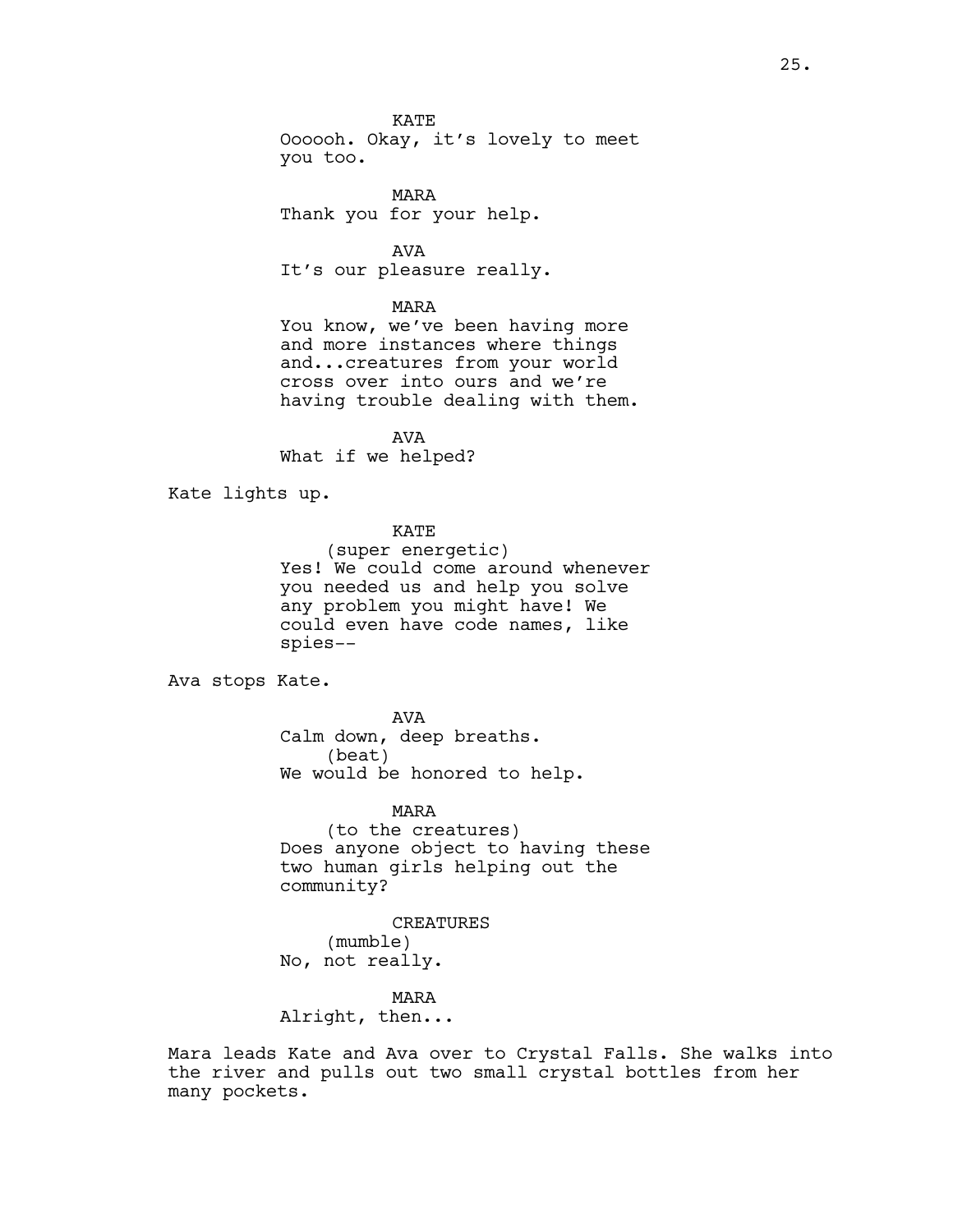KATE
Oooooh. Okay, it's lovely to meet you too.

MARA
Thank you for your help.

AVA
It's our pleasure really.

MARA
You know, we've been having more and more instances where things and...creatures from your world cross over into ours and we're having trouble dealing with them.

AVA
What if we helped?

Kate lights up.

KATE
(super energetic)
Yes! We could come around whenever you needed us and help you solve any problem you might have! We could even have code names, like spies--

Ava stops Kate.

AVA
Calm down, deep breaths.
(beat)
We would be honored to help.

MARA
(to the creatures)
Does anyone object to having these two human girls helping out the community?

CREATURES
(mumble)
No, not really.

MARA
Alright, then...

Mara leads Kate and Ava over to Crystal Falls. She walks into the river and pulls out two small crystal bottles from her many pockets.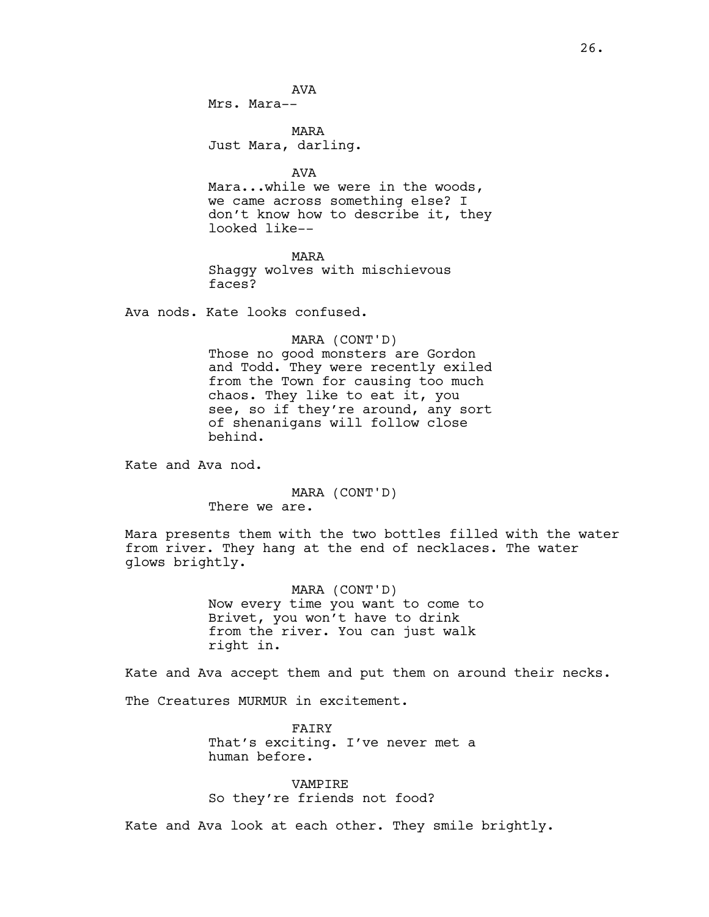AVA
Mrs. Mara--

MARA
Just Mara, darling.

AVA
Mara...while we were in the woods, we came across something else? I don't know how to describe it, they looked like--

MARA
Shaggy wolves with mischievous faces?

Ava nods. Kate looks confused.

MARA (CONT'D)
Those no good monsters are Gordon and Todd. They were recently exiled from the Town for causing too much chaos. They like to eat it, you see, so if they're around, any sort of shenanigans will follow close behind.

Kate and Ava nod.

MARA (CONT'D)
There we are.

Mara presents them with the two bottles filled with the water from river. They hang at the end of necklaces. The water glows brightly.

MARA (CONT'D)
Now every time you want to come to Brivet, you won't have to drink from the river. You can just walk right in.

Kate and Ava accept them and put them on around their necks.

The Creatures MURMUR in excitement.

FAIRY
That's exciting. I've never met a human before.

VAMPIRE
So they're friends not food?

Kate and Ava look at each other. They smile brightly.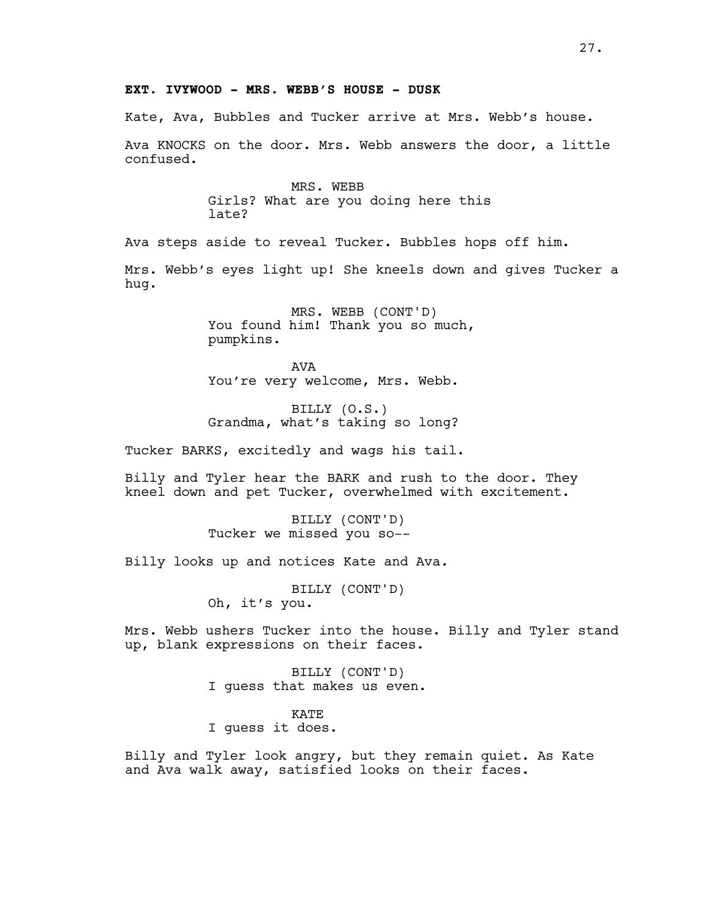**EXT. IVYWOOD - MRS. WEBB'S HOUSE - DUSK**

Kate, Ava, Bubbles and Tucker arrive at Mrs. Webb's house.

Ava KNOCKS on the door. Mrs. Webb answers the door, a little confused.

MRS. WEBB
Girls? What are you doing here this late?

Ava steps aside to reveal Tucker. Bubbles hops off him.

Mrs. Webb's eyes light up! She kneels down and gives Tucker a hug.

MRS. WEBB (CONT'D)
You found him! Thank you so much, pumpkins.

AVA
You're very welcome, Mrs. Webb.

BILLY (O.S.)
Grandma, what's taking so long?

Tucker BARKS, excitedly and wags his tail.

Billy and Tyler hear the BARK and rush to the door. They kneel down and pet Tucker, overwhelmed with excitement.

BILLY (CONT'D)
Tucker we missed you so--

Billy looks up and notices Kate and Ava.

BILLY (CONT'D)
Oh, it's you.

Mrs. Webb ushers Tucker into the house. Billy and Tyler stand up, blank expressions on their faces.

BILLY (CONT'D)
I guess that makes us even.

KATE
I guess it does.

Billy and Tyler look angry, but they remain quiet. As Kate and Ava walk away, satisfied looks on their faces.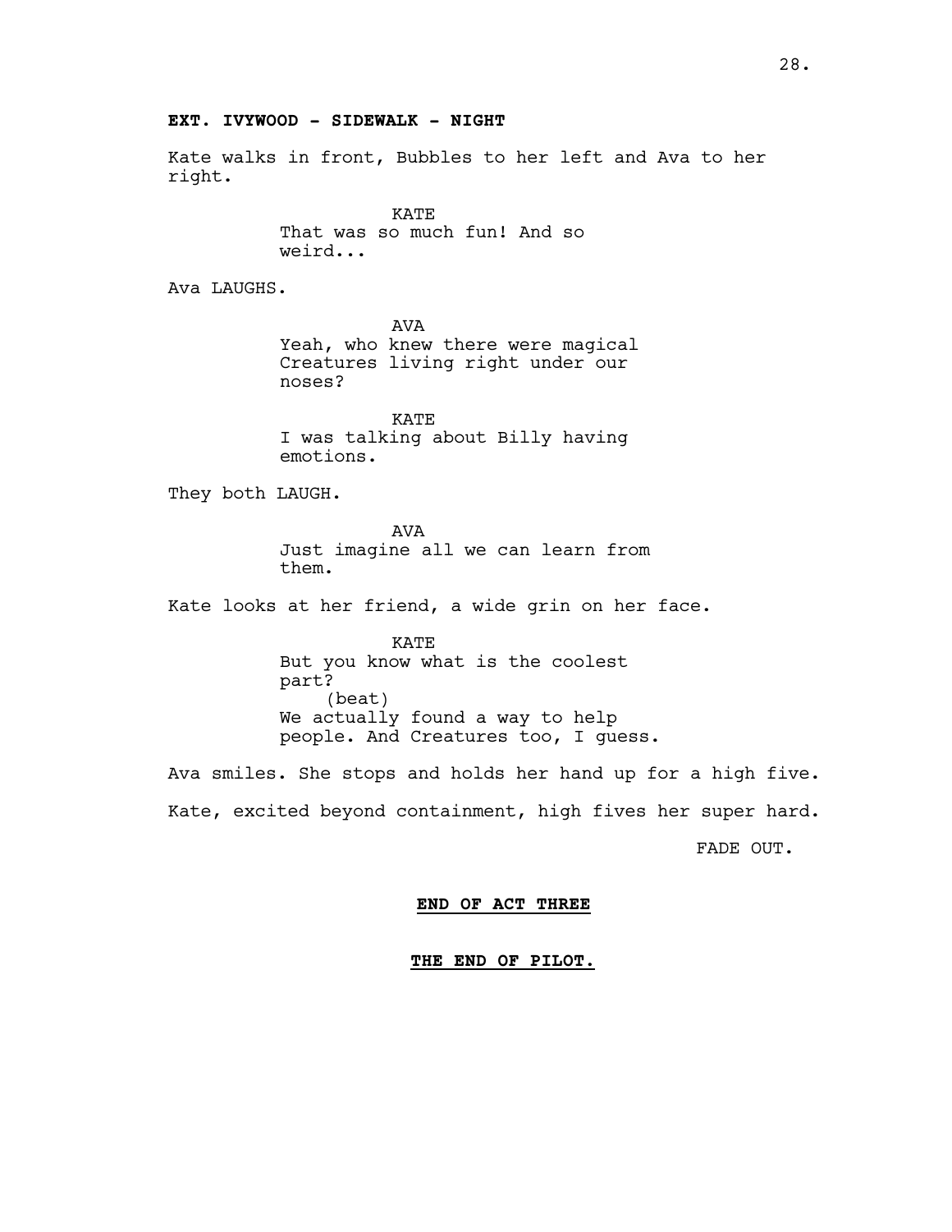**EXT. IVYWOOD - SIDEWALK - NIGHT**

Kate walks in front, Bubbles to her left and Ava to her right.

KATE
That was so much fun! And so weird...

Ava LAUGHS.

AVA
Yeah, who knew there were magical Creatures living right under our noses?

KATE
I was talking about Billy having emotions.

They both LAUGH.

AVA
Just imagine all we can learn from them.

Kate looks at her friend, a wide grin on her face.

KATE
But you know what is the coolest part?
(beat)
We actually found a way to help people. And Creatures too, I guess.

Ava smiles. She stops and holds her hand up for a high five.

Kate, excited beyond containment, high fives her super hard.

FADE OUT.

**END OF ACT THREE**

**THE END OF PILOT.**